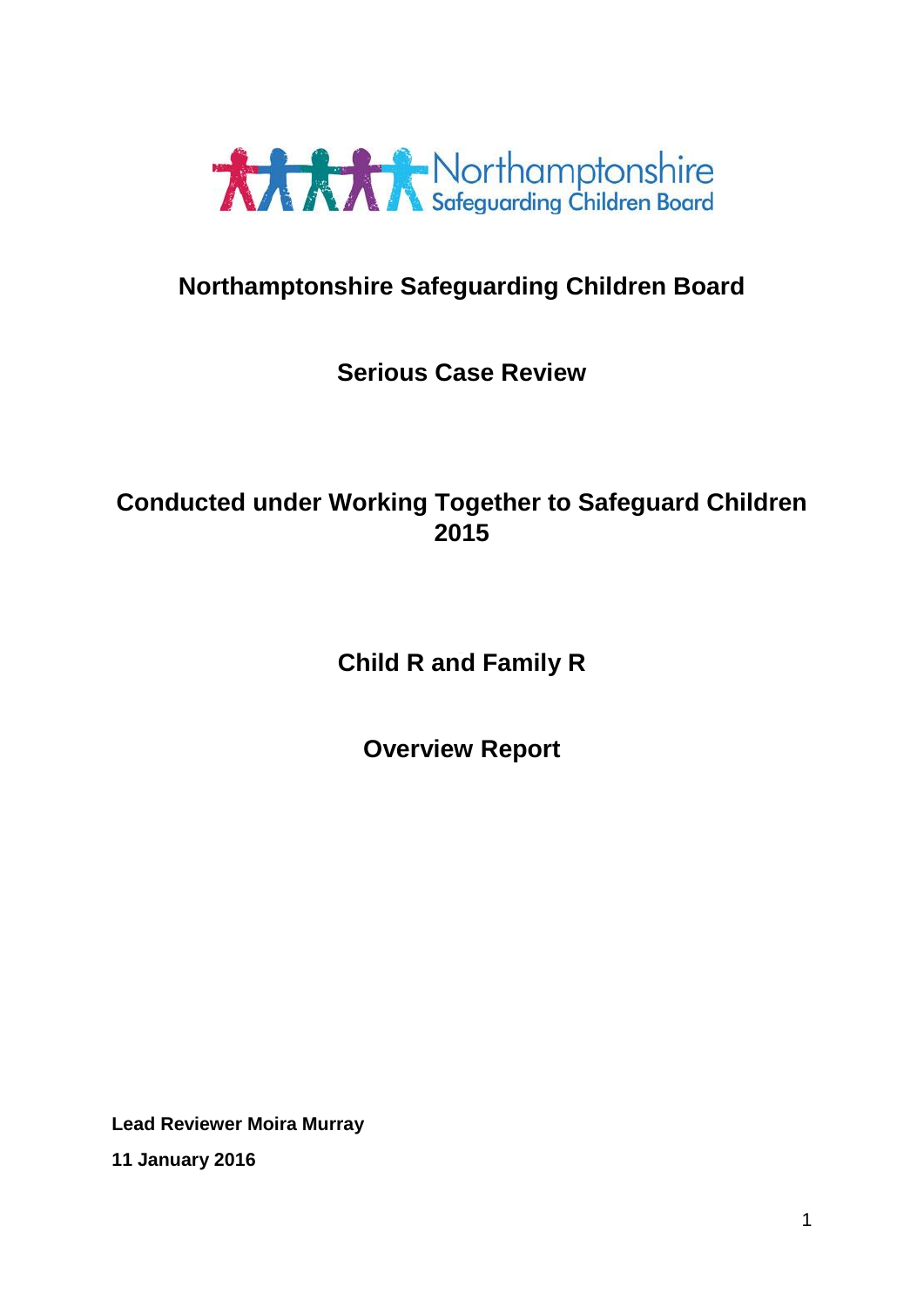# Northamptonshire Safeguarding Children Board

## Serious Case Review

## Conducted under Working Together to Safeguard Children 2015

## Child R and Family R

## Overview Report

**Lead Reviewer Moira Murray**

**11 January 2016**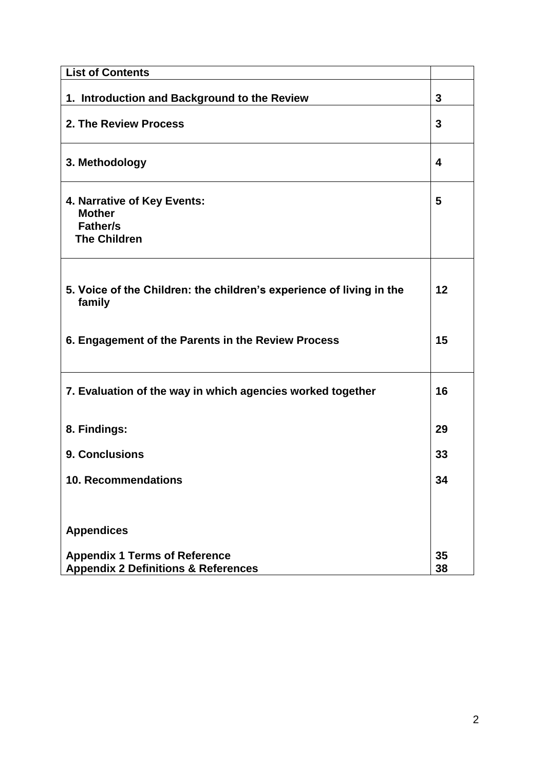| List of Contents | |
|---|---|
| **1. Introduction and Background to the Review** | **3** |
| **2. The Review Process** | **3** |
| **3. Methodology** | **4** |
| **4. Narrative of Key Events:**<br>**Mother**<br>**Father/s**<br>**The Children** | **5** |
| **5. Voice of the Children: the children's experience of living in the family**<br><br>**6. Engagement of the Parents in the Review Process** | **12**<br><br>**15** |
| **7. Evaluation of the way in which agencies worked together**<br><br>**8. Findings:**<br>**9. Conclusions**<br>**10. Recommendations**<br><br>**Appendices**<br>**Appendix 1 Terms of Reference**<br>**Appendix 2 Definitions & References** | **16**<br><br>**29**<br>**33**<br>**34**<br><br><br>**35**<br>**38** |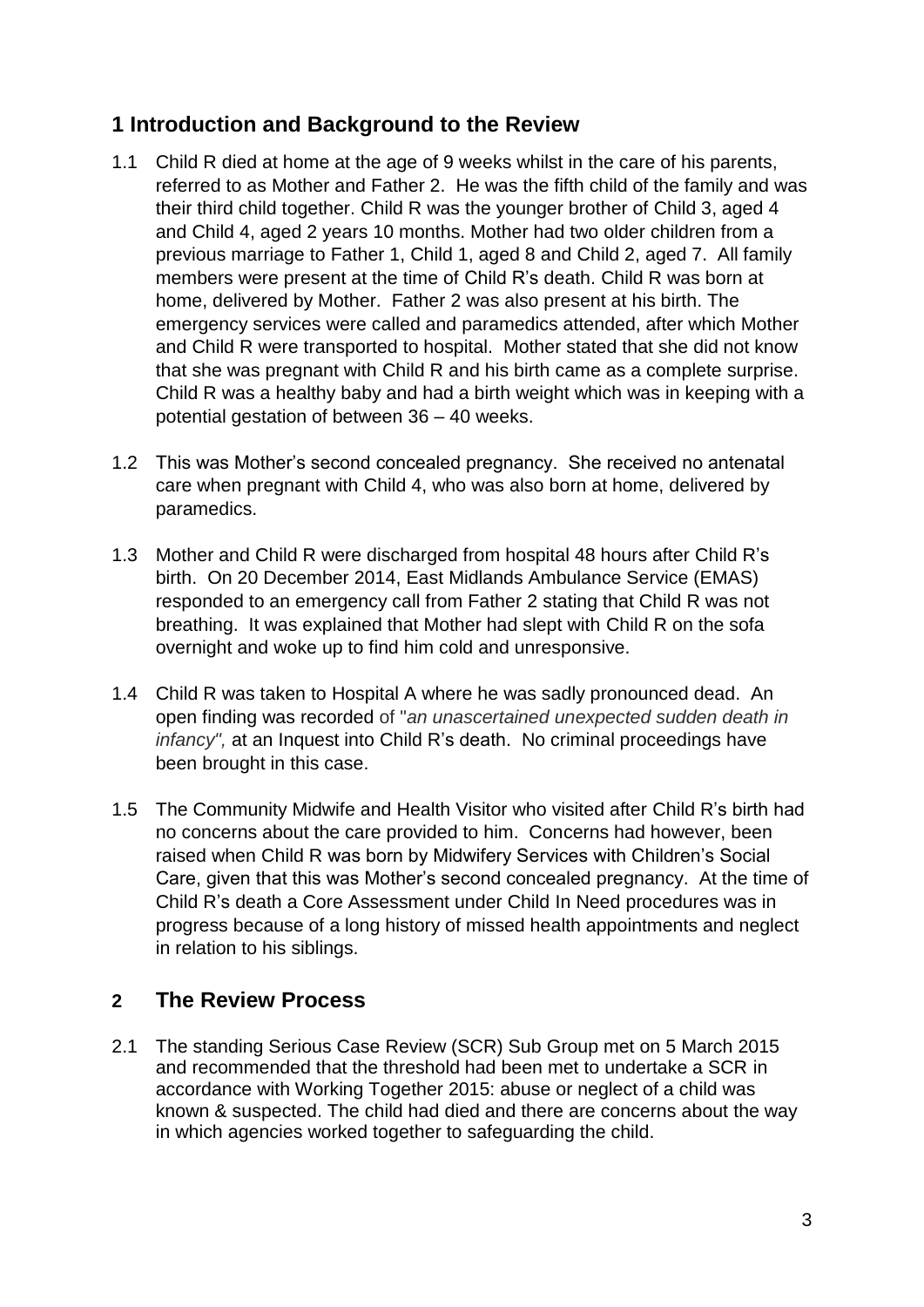## 1 Introduction and Background to the Review

1.1 Child R died at home at the age of 9 weeks whilst in the care of his parents, referred to as Mother and Father 2. He was the fifth child of the family and was their third child together. Child R was the younger brother of Child 3, aged 4 and Child 4, aged 2 years 10 months. Mother had two older children from a previous marriage to Father 1, Child 1, aged 8 and Child 2, aged 7. All family members were present at the time of Child R's death. Child R was born at home, delivered by Mother. Father 2 was also present at his birth. The emergency services were called and paramedics attended, after which Mother and Child R were transported to hospital. Mother stated that she did not know that she was pregnant with Child R and his birth came as a complete surprise. Child R was a healthy baby and had a birth weight which was in keeping with a potential gestation of between 36 – 40 weeks.

1.2 This was Mother's second concealed pregnancy. She received no antenatal care when pregnant with Child 4, who was also born at home, delivered by paramedics.

1.3 Mother and Child R were discharged from hospital 48 hours after Child R's birth. On 20 December 2014, East Midlands Ambulance Service (EMAS) responded to an emergency call from Father 2 stating that Child R was not breathing. It was explained that Mother had slept with Child R on the sofa overnight and woke up to find him cold and unresponsive.

1.4 Child R was taken to Hospital A where he was sadly pronounced dead. An open finding was recorded of "*an unascertained unexpected sudden death in infancy",* at an Inquest into Child R's death. No criminal proceedings have been brought in this case.

1.5 The Community Midwife and Health Visitor who visited after Child R's birth had no concerns about the care provided to him. Concerns had however, been raised when Child R was born by Midwifery Services with Children's Social Care, given that this was Mother's second concealed pregnancy. At the time of Child R's death a Core Assessment under Child In Need procedures was in progress because of a long history of missed health appointments and neglect in relation to his siblings.

## 2 The Review Process

2.1 The standing Serious Case Review (SCR) Sub Group met on 5 March 2015 and recommended that the threshold had been met to undertake a SCR in accordance with Working Together 2015: abuse or neglect of a child was known & suspected. The child had died and there are concerns about the way in which agencies worked together to safeguarding the child.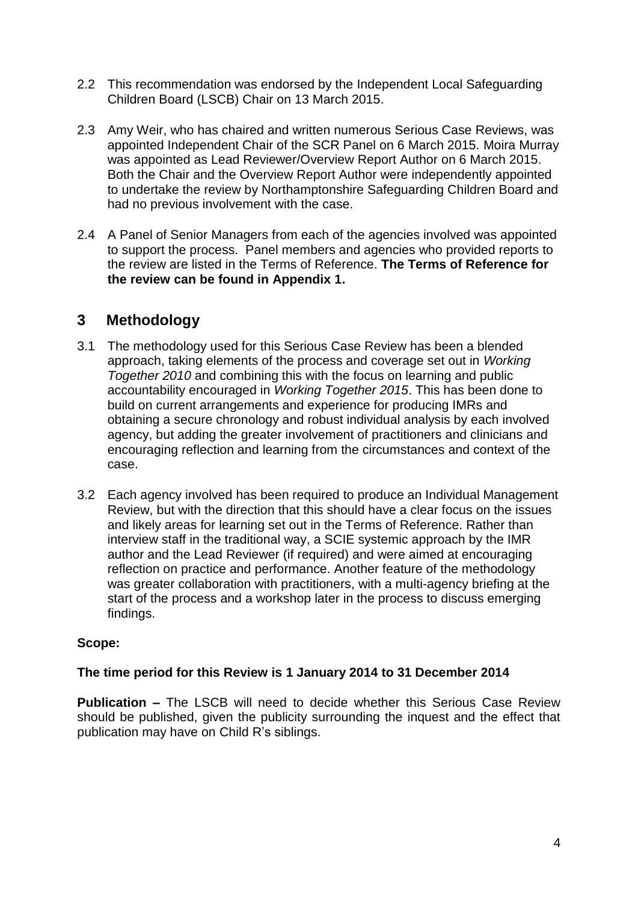2.2 This recommendation was endorsed by the Independent Local Safeguarding Children Board (LSCB) Chair on 13 March 2015.

2.3 Amy Weir, who has chaired and written numerous Serious Case Reviews, was appointed Independent Chair of the SCR Panel on 6 March 2015. Moira Murray was appointed as Lead Reviewer/Overview Report Author on 6 March 2015. Both the Chair and the Overview Report Author were independently appointed to undertake the review by Northamptonshire Safeguarding Children Board and had no previous involvement with the case.

2.4 A Panel of Senior Managers from each of the agencies involved was appointed to support the process. Panel members and agencies who provided reports to the review are listed in the Terms of Reference. **The Terms of Reference for the review can be found in Appendix 1.**

## 3 Methodology

3.1 The methodology used for this Serious Case Review has been a blended approach, taking elements of the process and coverage set out in *Working Together 2010* and combining this with the focus on learning and public accountability encouraged in *Working Together 2015*. This has been done to build on current arrangements and experience for producing IMRs and obtaining a secure chronology and robust individual analysis by each involved agency, but adding the greater involvement of practitioners and clinicians and encouraging reflection and learning from the circumstances and context of the case.

3.2 Each agency involved has been required to produce an Individual Management Review, but with the direction that this should have a clear focus on the issues and likely areas for learning set out in the Terms of Reference. Rather than interview staff in the traditional way, a SCIE systemic approach by the IMR author and the Lead Reviewer (if required) and were aimed at encouraging reflection on practice and performance. Another feature of the methodology was greater collaboration with practitioners, with a multi-agency briefing at the start of the process and a workshop later in the process to discuss emerging findings.

**Scope:**

**The time period for this Review is 1 January 2014 to 31 December 2014**

**Publication –** The LSCB will need to decide whether this Serious Case Review should be published, given the publicity surrounding the inquest and the effect that publication may have on Child R's siblings.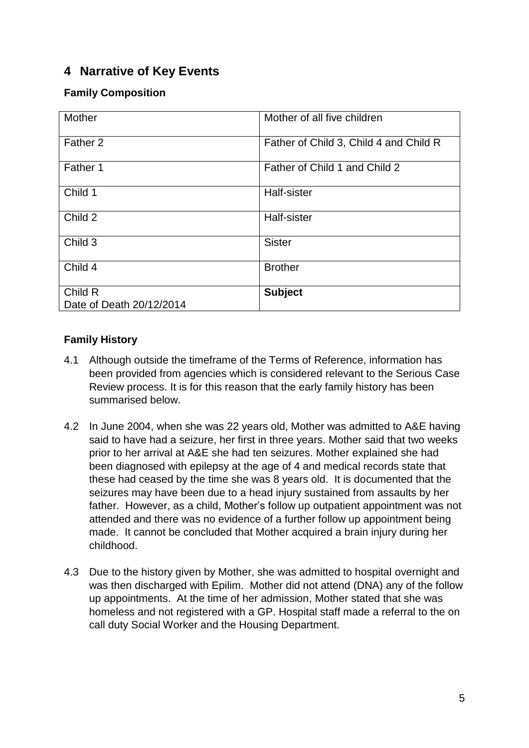## 4 Narrative of Key Events

### Family Composition

| Mother | Mother of all five children |
|---|---|
| Father 2 | Father of Child 3, Child 4 and Child R |
| Father 1 | Father of Child 1 and Child 2 |
| Child 1 | Half-sister |
| Child 2 | Half-sister |
| Child 3 | Sister |
| Child 4 | Brother |
| Child R<br>Date of Death 20/12/2014 | **Subject** |

### Family History

4.1 Although outside the timeframe of the Terms of Reference, information has been provided from agencies which is considered relevant to the Serious Case Review process. It is for this reason that the early family history has been summarised below.

4.2 In June 2004, when she was 22 years old, Mother was admitted to A&E having said to have had a seizure, her first in three years. Mother said that two weeks prior to her arrival at A&E she had ten seizures. Mother explained she had been diagnosed with epilepsy at the age of 4 and medical records state that these had ceased by the time she was 8 years old. It is documented that the seizures may have been due to a head injury sustained from assaults by her father. However, as a child, Mother's follow up outpatient appointment was not attended and there was no evidence of a further follow up appointment being made. It cannot be concluded that Mother acquired a brain injury during her childhood.

4.3 Due to the history given by Mother, she was admitted to hospital overnight and was then discharged with Epilim. Mother did not attend (DNA) any of the follow up appointments. At the time of her admission, Mother stated that she was homeless and not registered with a GP. Hospital staff made a referral to the on call duty Social Worker and the Housing Department.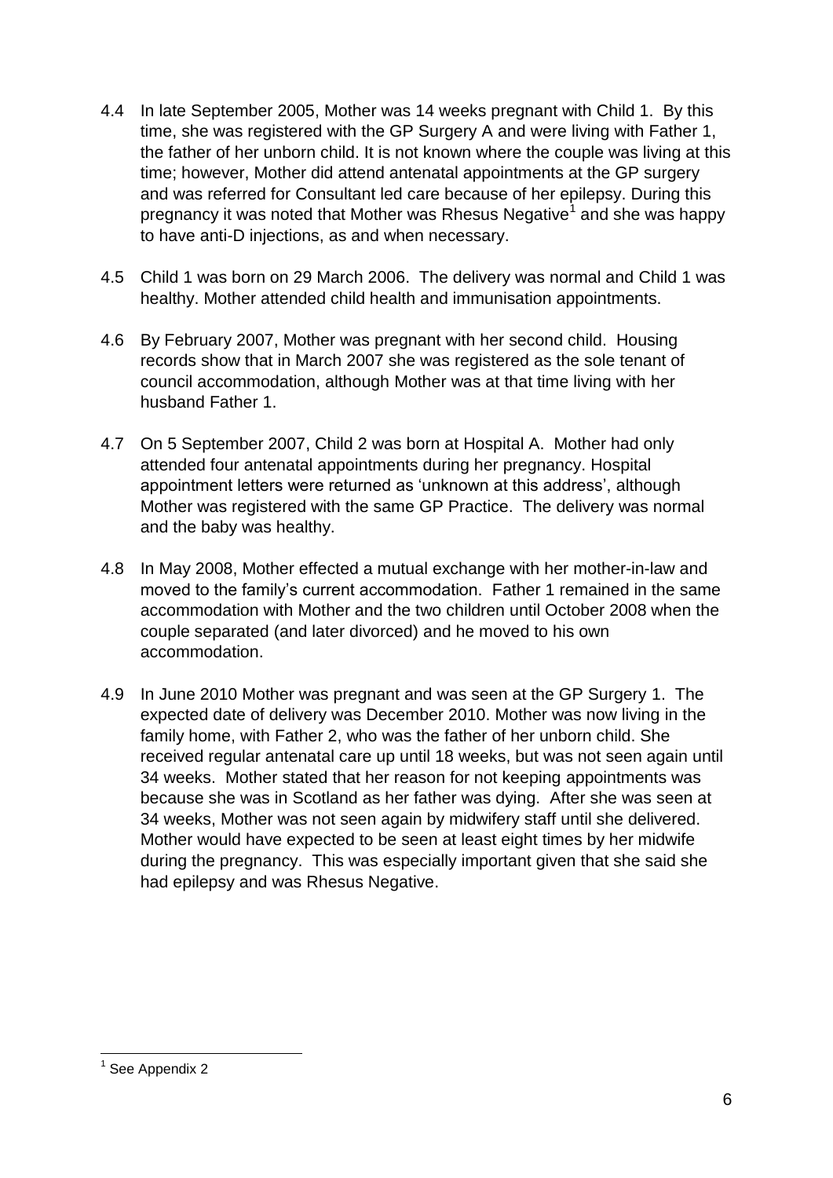4.4 In late September 2005, Mother was 14 weeks pregnant with Child 1. By this time, she was registered with the GP Surgery A and were living with Father 1, the father of her unborn child. It is not known where the couple was living at this time; however, Mother did attend antenatal appointments at the GP surgery and was referred for Consultant led care because of her epilepsy. During this pregnancy it was noted that Mother was Rhesus Negative[1] and she was happy to have anti-D injections, as and when necessary.

4.5 Child 1 was born on 29 March 2006. The delivery was normal and Child 1 was healthy. Mother attended child health and immunisation appointments.

4.6 By February 2007, Mother was pregnant with her second child. Housing records show that in March 2007 she was registered as the sole tenant of council accommodation, although Mother was at that time living with her husband Father 1.

4.7 On 5 September 2007, Child 2 was born at Hospital A. Mother had only attended four antenatal appointments during her pregnancy. Hospital appointment letters were returned as 'unknown at this address', although Mother was registered with the same GP Practice. The delivery was normal and the baby was healthy.

4.8 In May 2008, Mother effected a mutual exchange with her mother-in-law and moved to the family's current accommodation. Father 1 remained in the same accommodation with Mother and the two children until October 2008 when the couple separated (and later divorced) and he moved to his own accommodation.

4.9 In June 2010 Mother was pregnant and was seen at the GP Surgery 1. The expected date of delivery was December 2010. Mother was now living in the family home, with Father 2, who was the father of her unborn child. She received regular antenatal care up until 18 weeks, but was not seen again until 34 weeks. Mother stated that her reason for not keeping appointments was because she was in Scotland as her father was dying. After she was seen at 34 weeks, Mother was not seen again by midwifery staff until she delivered. Mother would have expected to be seen at least eight times by her midwife during the pregnancy. This was especially important given that she said she had epilepsy and was Rhesus Negative.

[1] See Appendix 2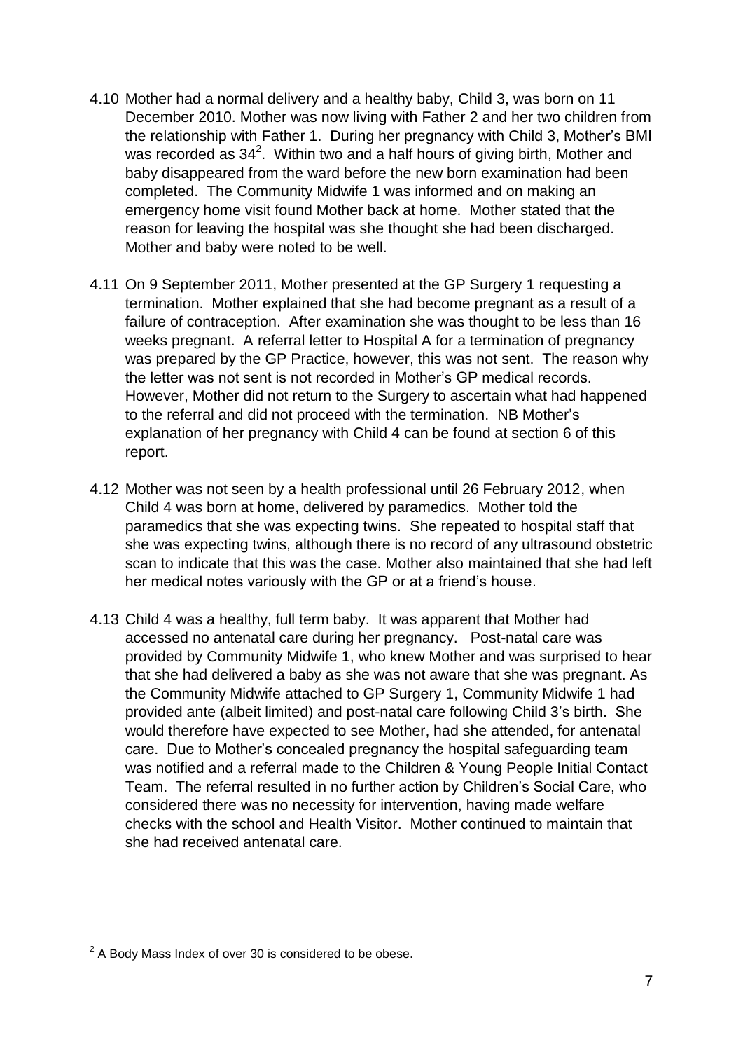4.10 Mother had a normal delivery and a healthy baby, Child 3, was born on 11 December 2010. Mother was now living with Father 2 and her two children from the relationship with Father 1. During her pregnancy with Child 3, Mother's BMI was recorded as 34[2]. Within two and a half hours of giving birth, Mother and baby disappeared from the ward before the new born examination had been completed. The Community Midwife 1 was informed and on making an emergency home visit found Mother back at home. Mother stated that the reason for leaving the hospital was she thought she had been discharged. Mother and baby were noted to be well.

4.11 On 9 September 2011, Mother presented at the GP Surgery 1 requesting a termination. Mother explained that she had become pregnant as a result of a failure of contraception. After examination she was thought to be less than 16 weeks pregnant. A referral letter to Hospital A for a termination of pregnancy was prepared by the GP Practice, however, this was not sent. The reason why the letter was not sent is not recorded in Mother's GP medical records. However, Mother did not return to the Surgery to ascertain what had happened to the referral and did not proceed with the termination. NB Mother's explanation of her pregnancy with Child 4 can be found at section 6 of this report.

4.12 Mother was not seen by a health professional until 26 February 2012, when Child 4 was born at home, delivered by paramedics. Mother told the paramedics that she was expecting twins. She repeated to hospital staff that she was expecting twins, although there is no record of any ultrasound obstetric scan to indicate that this was the case. Mother also maintained that she had left her medical notes variously with the GP or at a friend's house.

4.13 Child 4 was a healthy, full term baby. It was apparent that Mother had accessed no antenatal care during her pregnancy. Post-natal care was provided by Community Midwife 1, who knew Mother and was surprised to hear that she had delivered a baby as she was not aware that she was pregnant. As the Community Midwife attached to GP Surgery 1, Community Midwife 1 had provided ante (albeit limited) and post-natal care following Child 3's birth. She would therefore have expected to see Mother, had she attended, for antenatal care. Due to Mother's concealed pregnancy the hospital safeguarding team was notified and a referral made to the Children & Young People Initial Contact Team. The referral resulted in no further action by Children's Social Care, who considered there was no necessity for intervention, having made welfare checks with the school and Health Visitor. Mother continued to maintain that she had received antenatal care.

[2] A Body Mass Index of over 30 is considered to be obese.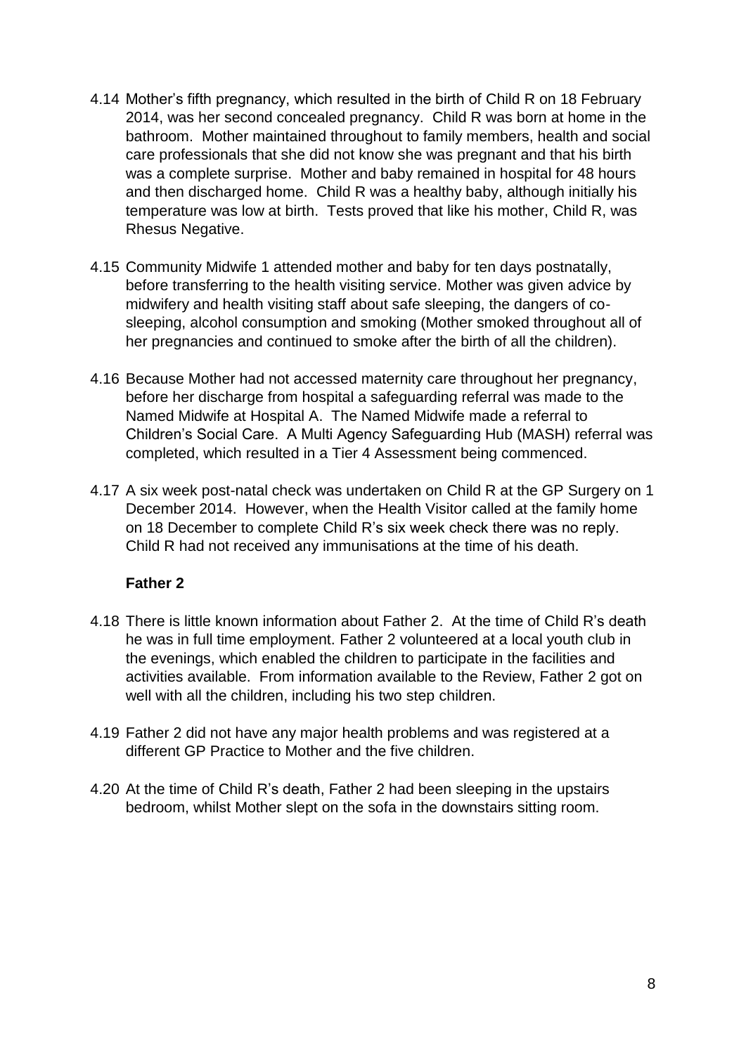4.14 Mother's fifth pregnancy, which resulted in the birth of Child R on 18 February 2014, was her second concealed pregnancy. Child R was born at home in the bathroom. Mother maintained throughout to family members, health and social care professionals that she did not know she was pregnant and that his birth was a complete surprise. Mother and baby remained in hospital for 48 hours and then discharged home. Child R was a healthy baby, although initially his temperature was low at birth. Tests proved that like his mother, Child R, was Rhesus Negative.

4.15 Community Midwife 1 attended mother and baby for ten days postnatally, before transferring to the health visiting service. Mother was given advice by midwifery and health visiting staff about safe sleeping, the dangers of co-sleeping, alcohol consumption and smoking (Mother smoked throughout all of her pregnancies and continued to smoke after the birth of all the children).

4.16 Because Mother had not accessed maternity care throughout her pregnancy, before her discharge from hospital a safeguarding referral was made to the Named Midwife at Hospital A. The Named Midwife made a referral to Children's Social Care. A Multi Agency Safeguarding Hub (MASH) referral was completed, which resulted in a Tier 4 Assessment being commenced.

4.17 A six week post-natal check was undertaken on Child R at the GP Surgery on 1 December 2014. However, when the Health Visitor called at the family home on 18 December to complete Child R's six week check there was no reply. Child R had not received any immunisations at the time of his death.

**Father 2**

4.18 There is little known information about Father 2. At the time of Child R's death he was in full time employment. Father 2 volunteered at a local youth club in the evenings, which enabled the children to participate in the facilities and activities available. From information available to the Review, Father 2 got on well with all the children, including his two step children.

4.19 Father 2 did not have any major health problems and was registered at a different GP Practice to Mother and the five children.

4.20 At the time of Child R's death, Father 2 had been sleeping in the upstairs bedroom, whilst Mother slept on the sofa in the downstairs sitting room.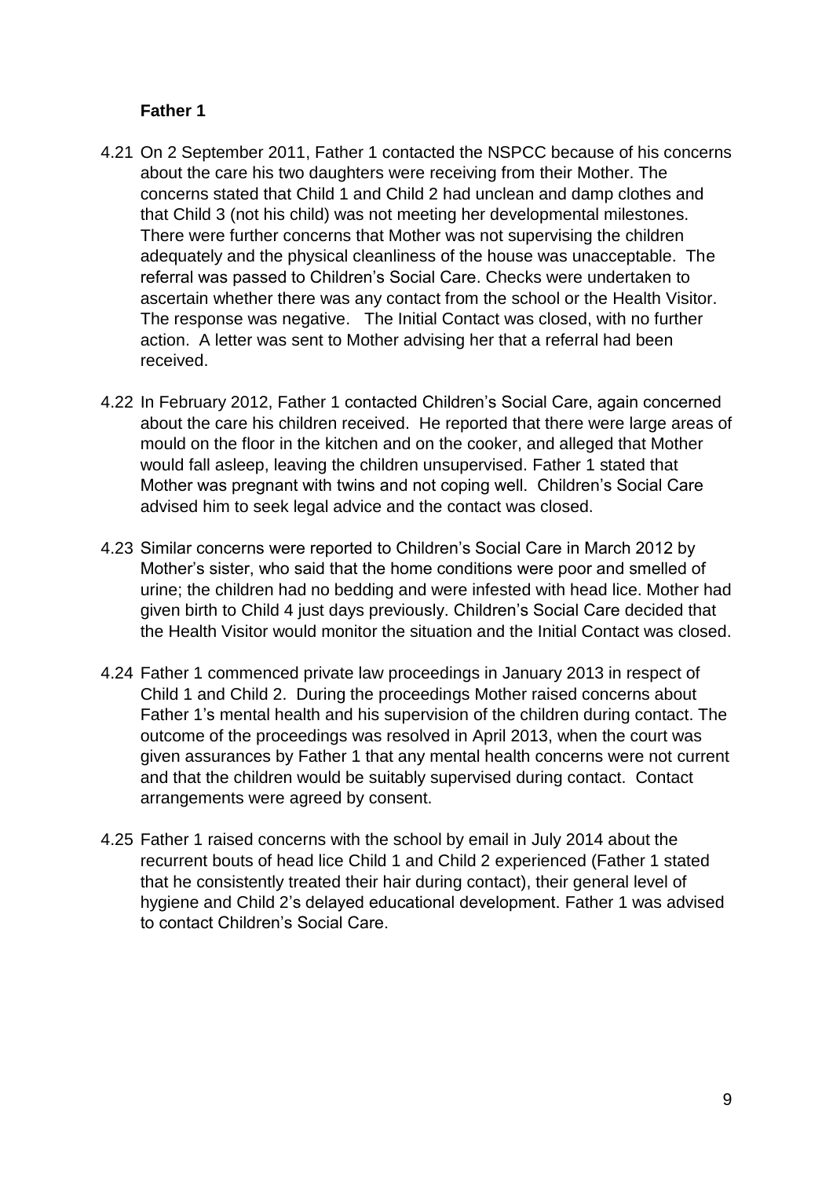**Father 1**

4.21 On 2 September 2011, Father 1 contacted the NSPCC because of his concerns about the care his two daughters were receiving from their Mother. The concerns stated that Child 1 and Child 2 had unclean and damp clothes and that Child 3 (not his child) was not meeting her developmental milestones. There were further concerns that Mother was not supervising the children adequately and the physical cleanliness of the house was unacceptable. The referral was passed to Children's Social Care. Checks were undertaken to ascertain whether there was any contact from the school or the Health Visitor. The response was negative. The Initial Contact was closed, with no further action. A letter was sent to Mother advising her that a referral had been received.

4.22 In February 2012, Father 1 contacted Children's Social Care, again concerned about the care his children received. He reported that there were large areas of mould on the floor in the kitchen and on the cooker, and alleged that Mother would fall asleep, leaving the children unsupervised. Father 1 stated that Mother was pregnant with twins and not coping well. Children's Social Care advised him to seek legal advice and the contact was closed.

4.23 Similar concerns were reported to Children's Social Care in March 2012 by Mother's sister, who said that the home conditions were poor and smelled of urine; the children had no bedding and were infested with head lice. Mother had given birth to Child 4 just days previously. Children's Social Care decided that the Health Visitor would monitor the situation and the Initial Contact was closed.

4.24 Father 1 commenced private law proceedings in January 2013 in respect of Child 1 and Child 2. During the proceedings Mother raised concerns about Father 1's mental health and his supervision of the children during contact. The outcome of the proceedings was resolved in April 2013, when the court was given assurances by Father 1 that any mental health concerns were not current and that the children would be suitably supervised during contact. Contact arrangements were agreed by consent.

4.25 Father 1 raised concerns with the school by email in July 2014 about the recurrent bouts of head lice Child 1 and Child 2 experienced (Father 1 stated that he consistently treated their hair during contact), their general level of hygiene and Child 2's delayed educational development. Father 1 was advised to contact Children's Social Care.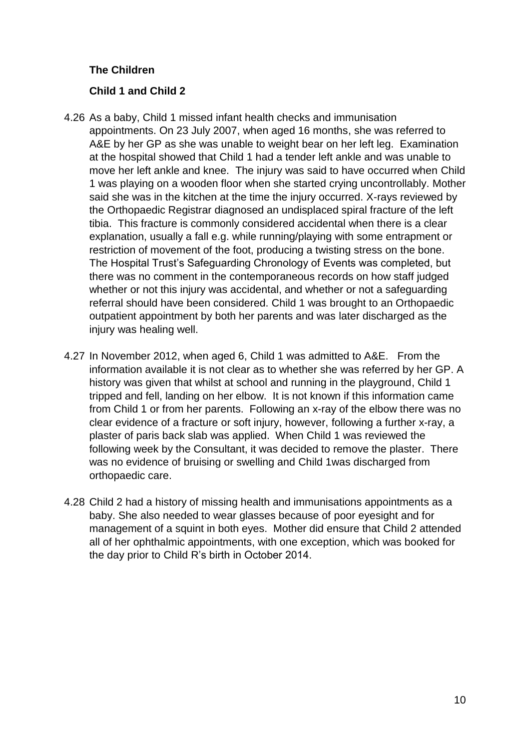### The Children

### Child 1 and Child 2

4.26 As a baby, Child 1 missed infant health checks and immunisation appointments. On 23 July 2007, when aged 16 months, she was referred to A&E by her GP as she was unable to weight bear on her left leg. Examination at the hospital showed that Child 1 had a tender left ankle and was unable to move her left ankle and knee. The injury was said to have occurred when Child 1 was playing on a wooden floor when she started crying uncontrollably. Mother said she was in the kitchen at the time the injury occurred. X-rays reviewed by the Orthopaedic Registrar diagnosed an undisplaced spiral fracture of the left tibia. This fracture is commonly considered accidental when there is a clear explanation, usually a fall e.g. while running/playing with some entrapment or restriction of movement of the foot, producing a twisting stress on the bone. The Hospital Trust's Safeguarding Chronology of Events was completed, but there was no comment in the contemporaneous records on how staff judged whether or not this injury was accidental, and whether or not a safeguarding referral should have been considered. Child 1 was brought to an Orthopaedic outpatient appointment by both her parents and was later discharged as the injury was healing well.

4.27 In November 2012, when aged 6, Child 1 was admitted to A&E. From the information available it is not clear as to whether she was referred by her GP. A history was given that whilst at school and running in the playground, Child 1 tripped and fell, landing on her elbow. It is not known if this information came from Child 1 or from her parents. Following an x-ray of the elbow there was no clear evidence of a fracture or soft injury, however, following a further x-ray, a plaster of paris back slab was applied. When Child 1 was reviewed the following week by the Consultant, it was decided to remove the plaster. There was no evidence of bruising or swelling and Child 1was discharged from orthopaedic care.

4.28 Child 2 had a history of missing health and immunisations appointments as a baby. She also needed to wear glasses because of poor eyesight and for management of a squint in both eyes. Mother did ensure that Child 2 attended all of her ophthalmic appointments, with one exception, which was booked for the day prior to Child R's birth in October 2014.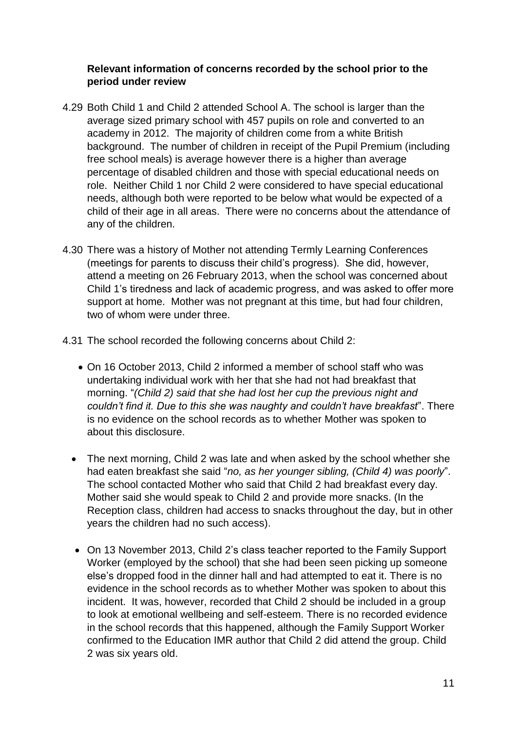**Relevant information of concerns recorded by the school prior to the period under review**

4.29 Both Child 1 and Child 2 attended School A. The school is larger than the average sized primary school with 457 pupils on role and converted to an academy in 2012. The majority of children come from a white British background. The number of children in receipt of the Pupil Premium (including free school meals) is average however there is a higher than average percentage of disabled children and those with special educational needs on role. Neither Child 1 nor Child 2 were considered to have special educational needs, although both were reported to be below what would be expected of a child of their age in all areas. There were no concerns about the attendance of any of the children.

4.30 There was a history of Mother not attending Termly Learning Conferences (meetings for parents to discuss their child's progress). She did, however, attend a meeting on 26 February 2013, when the school was concerned about Child 1's tiredness and lack of academic progress, and was asked to offer more support at home. Mother was not pregnant at this time, but had four children, two of whom were under three.

4.31 The school recorded the following concerns about Child 2:

- On 16 October 2013, Child 2 informed a member of school staff who was undertaking individual work with her that she had not had breakfast that morning. "*(Child 2) said that she had lost her cup the previous night and couldn't find it. Due to this she was naughty and couldn't have breakfast*". There is no evidence on the school records as to whether Mother was spoken to about this disclosure.

- The next morning, Child 2 was late and when asked by the school whether she had eaten breakfast she said "*no, as her younger sibling, (Child 4) was poorly*". The school contacted Mother who said that Child 2 had breakfast every day. Mother said she would speak to Child 2 and provide more snacks. (In the Reception class, children had access to snacks throughout the day, but in other years the children had no such access).

- On 13 November 2013, Child 2's class teacher reported to the Family Support Worker (employed by the school) that she had been seen picking up someone else's dropped food in the dinner hall and had attempted to eat it. There is no evidence in the school records as to whether Mother was spoken to about this incident. It was, however, recorded that Child 2 should be included in a group to look at emotional wellbeing and self-esteem. There is no recorded evidence in the school records that this happened, although the Family Support Worker confirmed to the Education IMR author that Child 2 did attend the group. Child 2 was six years old.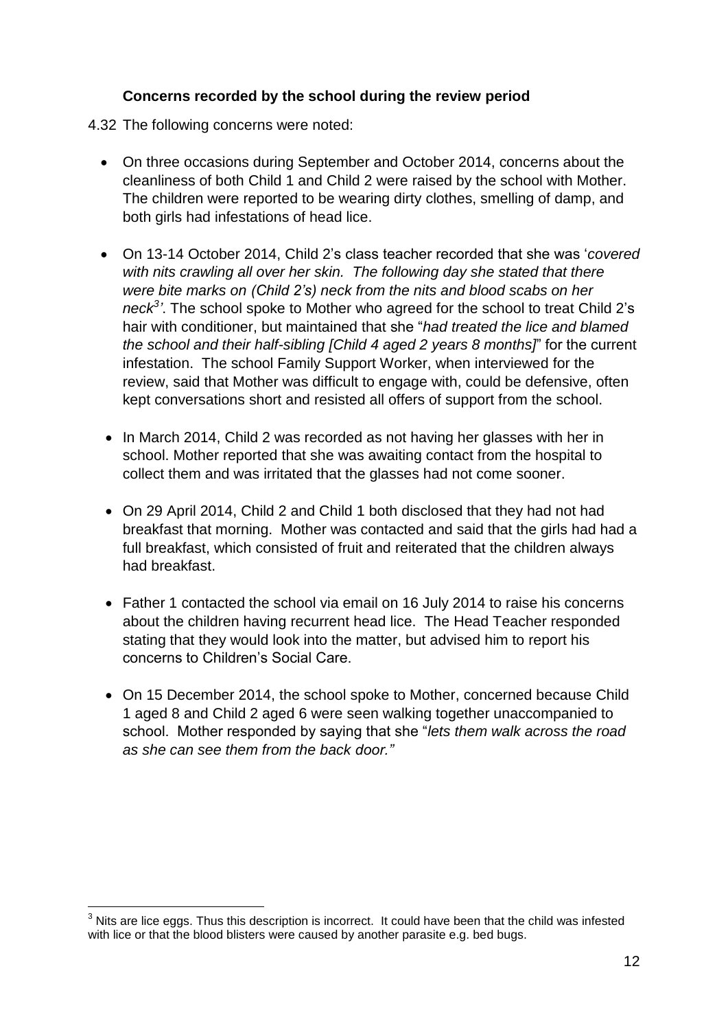### Concerns recorded by the school during the review period

4.32 The following concerns were noted:

- On three occasions during September and October 2014, concerns about the cleanliness of both Child 1 and Child 2 were raised by the school with Mother. The children were reported to be wearing dirty clothes, smelling of damp, and both girls had infestations of head lice.

- On 13-14 October 2014, Child 2's class teacher recorded that she was '*covered with nits crawling all over her skin. The following day she stated that there were bite marks on (Child 2's) neck from the nits and blood scabs on her neck*[3]'. The school spoke to Mother who agreed for the school to treat Child 2's hair with conditioner, but maintained that she "*had treated the lice and blamed the school and their half-sibling [Child 4 aged 2 years 8 months]*" for the current infestation. The school Family Support Worker, when interviewed for the review, said that Mother was difficult to engage with, could be defensive, often kept conversations short and resisted all offers of support from the school.

- In March 2014, Child 2 was recorded as not having her glasses with her in school. Mother reported that she was awaiting contact from the hospital to collect them and was irritated that the glasses had not come sooner.

- On 29 April 2014, Child 2 and Child 1 both disclosed that they had not had breakfast that morning. Mother was contacted and said that the girls had had a full breakfast, which consisted of fruit and reiterated that the children always had breakfast.

- Father 1 contacted the school via email on 16 July 2014 to raise his concerns about the children having recurrent head lice. The Head Teacher responded stating that they would look into the matter, but advised him to report his concerns to Children's Social Care.

- On 15 December 2014, the school spoke to Mother, concerned because Child 1 aged 8 and Child 2 aged 6 were seen walking together unaccompanied to school. Mother responded by saying that she "*lets them walk across the road as she can see them from the back door."*

---

[3] Nits are lice eggs. Thus this description is incorrect. It could have been that the child was infested with lice or that the blood blisters were caused by another parasite e.g. bed bugs.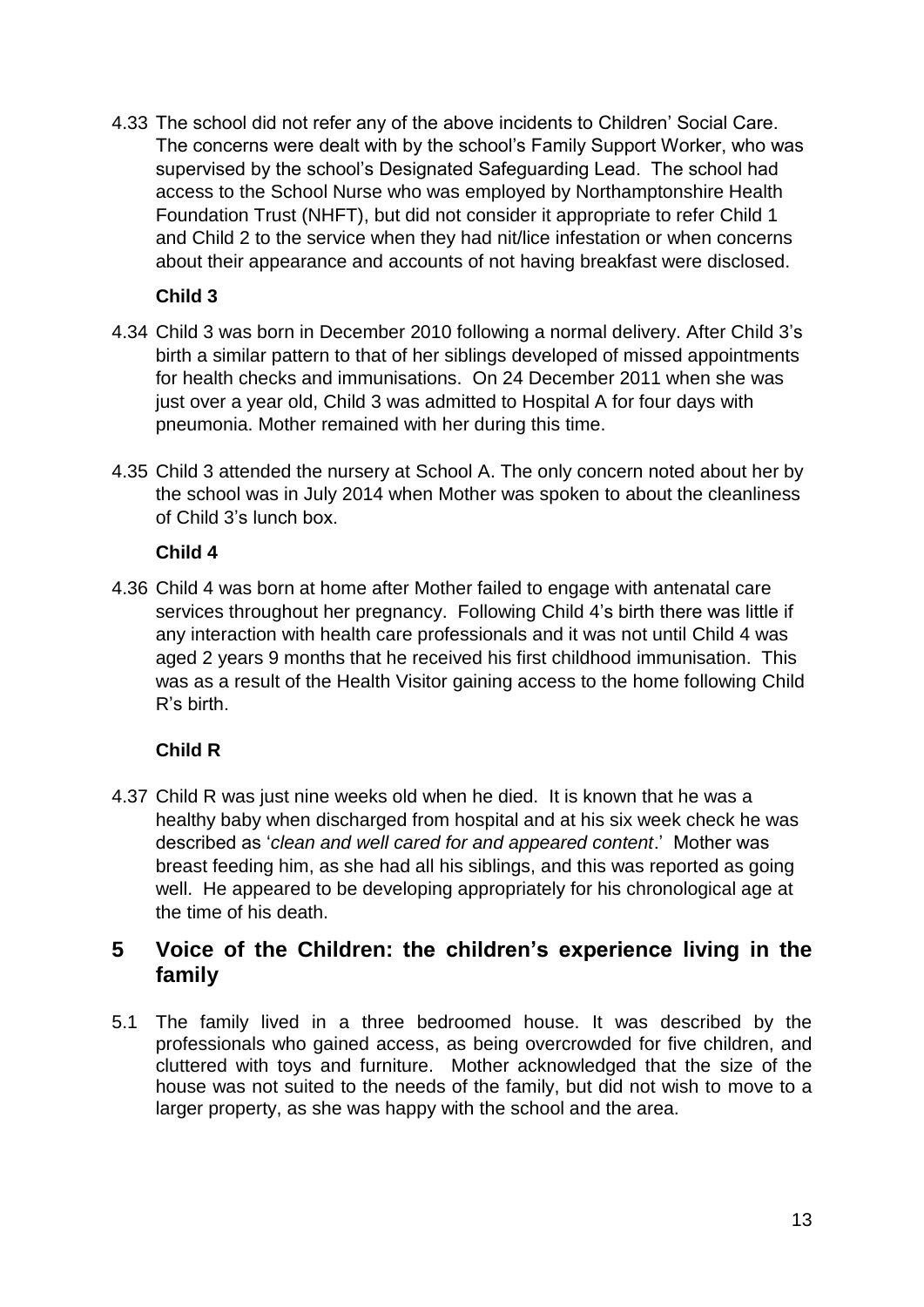4.33 The school did not refer any of the above incidents to Children' Social Care. The concerns were dealt with by the school's Family Support Worker, who was supervised by the school's Designated Safeguarding Lead. The school had access to the School Nurse who was employed by Northamptonshire Health Foundation Trust (NHFT), but did not consider it appropriate to refer Child 1 and Child 2 to the service when they had nit/lice infestation or when concerns about their appearance and accounts of not having breakfast were disclosed.

**Child 3**

4.34 Child 3 was born in December 2010 following a normal delivery. After Child 3's birth a similar pattern to that of her siblings developed of missed appointments for health checks and immunisations. On 24 December 2011 when she was just over a year old, Child 3 was admitted to Hospital A for four days with pneumonia. Mother remained with her during this time.

4.35 Child 3 attended the nursery at School A. The only concern noted about her by the school was in July 2014 when Mother was spoken to about the cleanliness of Child 3's lunch box.

**Child 4**

4.36 Child 4 was born at home after Mother failed to engage with antenatal care services throughout her pregnancy. Following Child 4's birth there was little if any interaction with health care professionals and it was not until Child 4 was aged 2 years 9 months that he received his first childhood immunisation. This was as a result of the Health Visitor gaining access to the home following Child R's birth.

**Child R**

4.37 Child R was just nine weeks old when he died. It is known that he was a healthy baby when discharged from hospital and at his six week check he was described as '*clean and well cared for and appeared content*.' Mother was breast feeding him, as she had all his siblings, and this was reported as going well. He appeared to be developing appropriately for his chronological age at the time of his death.

## 5 Voice of the Children: the children's experience living in the family

5.1 The family lived in a three bedroomed house. It was described by the professionals who gained access, as being overcrowded for five children, and cluttered with toys and furniture. Mother acknowledged that the size of the house was not suited to the needs of the family, but did not wish to move to a larger property, as she was happy with the school and the area.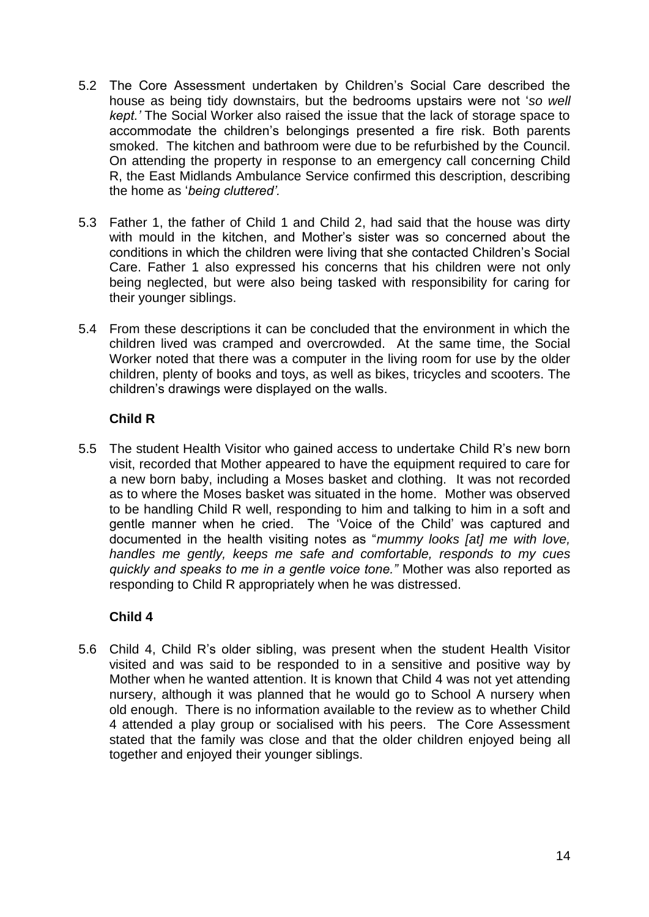5.2 The Core Assessment undertaken by Children's Social Care described the house as being tidy downstairs, but the bedrooms upstairs were not '*so well kept.'* The Social Worker also raised the issue that the lack of storage space to accommodate the children's belongings presented a fire risk. Both parents smoked. The kitchen and bathroom were due to be refurbished by the Council. On attending the property in response to an emergency call concerning Child R, the East Midlands Ambulance Service confirmed this description, describing the home as '*being cluttered'.*

5.3 Father 1, the father of Child 1 and Child 2, had said that the house was dirty with mould in the kitchen, and Mother's sister was so concerned about the conditions in which the children were living that she contacted Children's Social Care. Father 1 also expressed his concerns that his children were not only being neglected, but were also being tasked with responsibility for caring for their younger siblings.

5.4 From these descriptions it can be concluded that the environment in which the children lived was cramped and overcrowded. At the same time, the Social Worker noted that there was a computer in the living room for use by the older children, plenty of books and toys, as well as bikes, tricycles and scooters. The children's drawings were displayed on the walls.

### Child R

5.5 The student Health Visitor who gained access to undertake Child R's new born visit, recorded that Mother appeared to have the equipment required to care for a new born baby, including a Moses basket and clothing. It was not recorded as to where the Moses basket was situated in the home. Mother was observed to be handling Child R well, responding to him and talking to him in a soft and gentle manner when he cried. The 'Voice of the Child' was captured and documented in the health visiting notes as "*mummy looks [at] me with love, handles me gently, keeps me safe and comfortable, responds to my cues quickly and speaks to me in a gentle voice tone."* Mother was also reported as responding to Child R appropriately when he was distressed.

### Child 4

5.6 Child 4, Child R's older sibling, was present when the student Health Visitor visited and was said to be responded to in a sensitive and positive way by Mother when he wanted attention. It is known that Child 4 was not yet attending nursery, although it was planned that he would go to School A nursery when old enough. There is no information available to the review as to whether Child 4 attended a play group or socialised with his peers. The Core Assessment stated that the family was close and that the older children enjoyed being all together and enjoyed their younger siblings.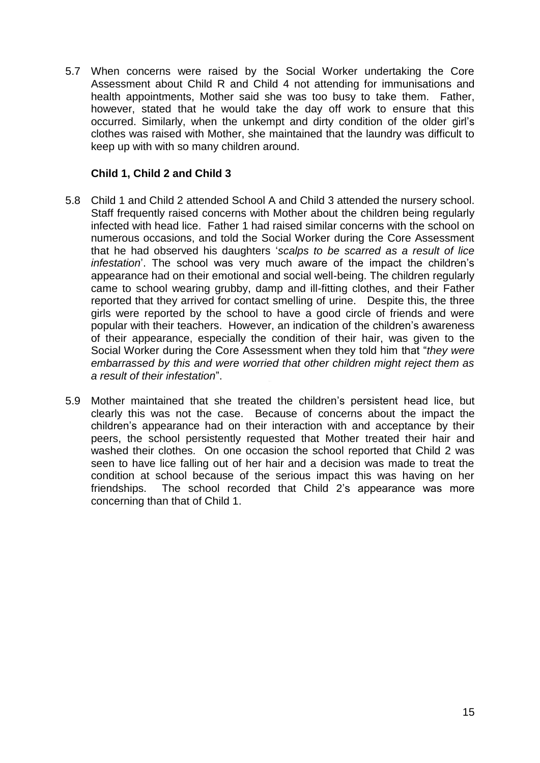5.7 When concerns were raised by the Social Worker undertaking the Core Assessment about Child R and Child 4 not attending for immunisations and health appointments, Mother said she was too busy to take them. Father, however, stated that he would take the day off work to ensure that this occurred. Similarly, when the unkempt and dirty condition of the older girl's clothes was raised with Mother, she maintained that the laundry was difficult to keep up with with so many children around.

### Child 1, Child 2 and Child 3

5.8 Child 1 and Child 2 attended School A and Child 3 attended the nursery school. Staff frequently raised concerns with Mother about the children being regularly infected with head lice. Father 1 had raised similar concerns with the school on numerous occasions, and told the Social Worker during the Core Assessment that he had observed his daughters '*scalps to be scarred as a result of lice infestation*'. The school was very much aware of the impact the children's appearance had on their emotional and social well-being. The children regularly came to school wearing grubby, damp and ill-fitting clothes, and their Father reported that they arrived for contact smelling of urine. Despite this, the three girls were reported by the school to have a good circle of friends and were popular with their teachers. However, an indication of the children's awareness of their appearance, especially the condition of their hair, was given to the Social Worker during the Core Assessment when they told him that "*they were embarrassed by this and were worried that other children might reject them as a result of their infestation*".

5.9 Mother maintained that she treated the children's persistent head lice, but clearly this was not the case. Because of concerns about the impact the children's appearance had on their interaction with and acceptance by their peers, the school persistently requested that Mother treated their hair and washed their clothes. On one occasion the school reported that Child 2 was seen to have lice falling out of her hair and a decision was made to treat the condition at school because of the serious impact this was having on her friendships. The school recorded that Child 2's appearance was more concerning than that of Child 1.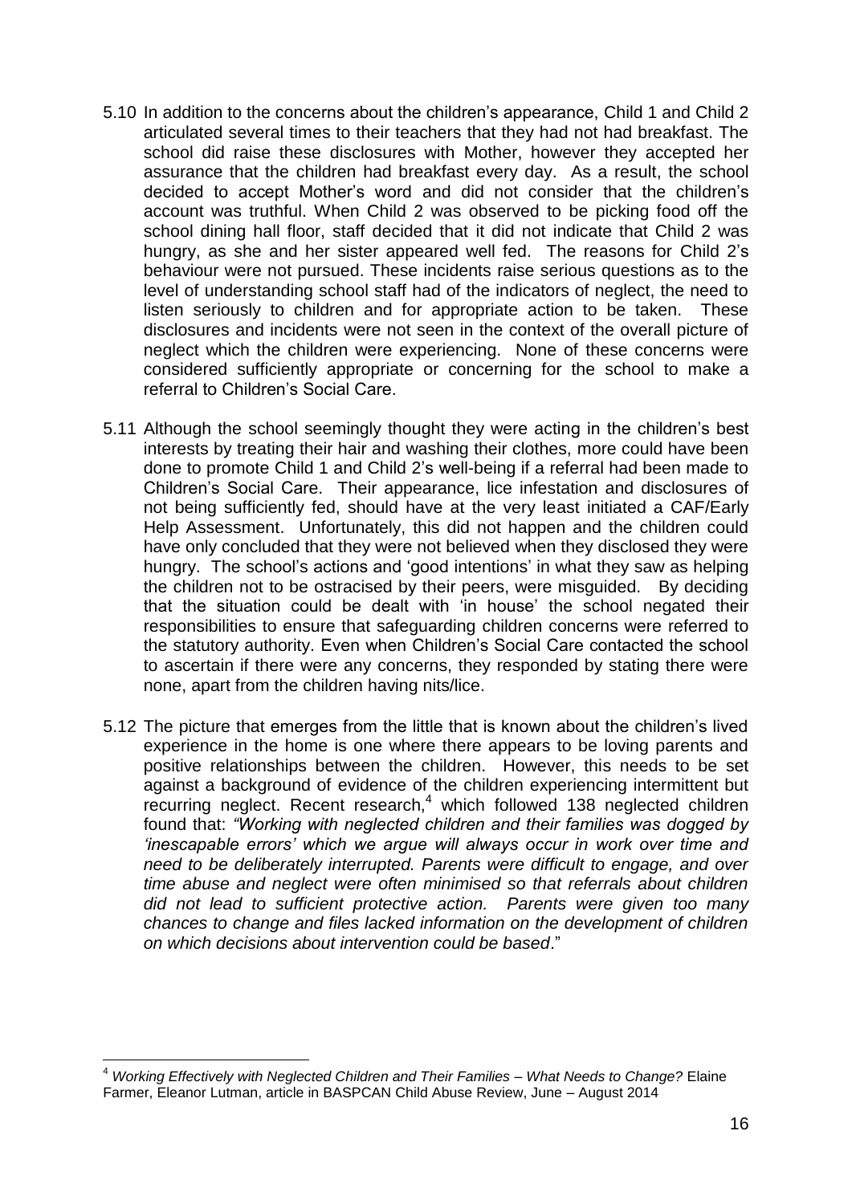5.10 In addition to the concerns about the children's appearance, Child 1 and Child 2 articulated several times to their teachers that they had not had breakfast. The school did raise these disclosures with Mother, however they accepted her assurance that the children had breakfast every day. As a result, the school decided to accept Mother's word and did not consider that the children's account was truthful. When Child 2 was observed to be picking food off the school dining hall floor, staff decided that it did not indicate that Child 2 was hungry, as she and her sister appeared well fed. The reasons for Child 2's behaviour were not pursued. These incidents raise serious questions as to the level of understanding school staff had of the indicators of neglect, the need to listen seriously to children and for appropriate action to be taken. These disclosures and incidents were not seen in the context of the overall picture of neglect which the children were experiencing. None of these concerns were considered sufficiently appropriate or concerning for the school to make a referral to Children's Social Care.

5.11 Although the school seemingly thought they were acting in the children's best interests by treating their hair and washing their clothes, more could have been done to promote Child 1 and Child 2's well-being if a referral had been made to Children's Social Care. Their appearance, lice infestation and disclosures of not being sufficiently fed, should have at the very least initiated a CAF/Early Help Assessment. Unfortunately, this did not happen and the children could have only concluded that they were not believed when they disclosed they were hungry. The school's actions and 'good intentions' in what they saw as helping the children not to be ostracised by their peers, were misguided. By deciding that the situation could be dealt with 'in house' the school negated their responsibilities to ensure that safeguarding children concerns were referred to the statutory authority. Even when Children's Social Care contacted the school to ascertain if there were any concerns, they responded by stating there were none, apart from the children having nits/lice.

5.12 The picture that emerges from the little that is known about the children's lived experience in the home is one where there appears to be loving parents and positive relationships between the children. However, this needs to be set against a background of evidence of the children experiencing intermittent but recurring neglect. Recent research,[4] which followed 138 neglected children found that: *"Working with neglected children and their families was dogged by 'inescapable errors' which we argue will always occur in work over time and need to be deliberately interrupted. Parents were difficult to engage, and over time abuse and neglect were often minimised so that referrals about children did not lead to sufficient protective action. Parents were given too many chances to change and files lacked information on the development of children on which decisions about intervention could be based*."

---

[4] *Working Effectively with Neglected Children and Their Families – What Needs to Change?* Elaine Farmer, Eleanor Lutman, article in BASPCAN Child Abuse Review, June – August 2014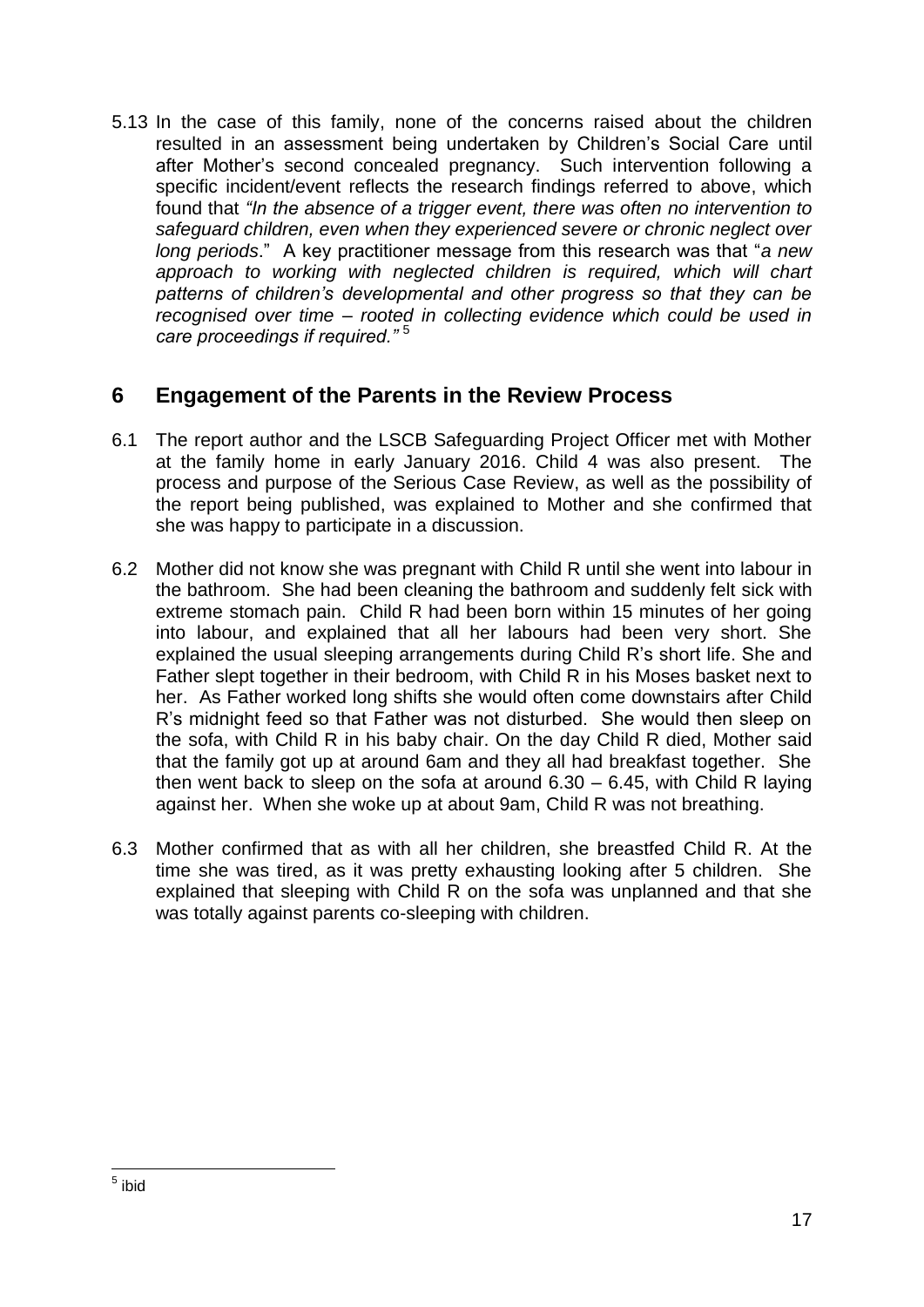5.13 In the case of this family, none of the concerns raised about the children resulted in an assessment being undertaken by Children's Social Care until after Mother's second concealed pregnancy. Such intervention following a specific incident/event reflects the research findings referred to above, which found that *"In the absence of a trigger event, there was often no intervention to safeguard children, even when they experienced severe or chronic neglect over long periods*." A key practitioner message from this research was that "*a new approach to working with neglected children is required, which will chart patterns of children's developmental and other progress so that they can be recognised over time – rooted in collecting evidence which could be used in care proceedings if required."* [5]

## 6 Engagement of the Parents in the Review Process

6.1 The report author and the LSCB Safeguarding Project Officer met with Mother at the family home in early January 2016. Child 4 was also present. The process and purpose of the Serious Case Review, as well as the possibility of the report being published, was explained to Mother and she confirmed that she was happy to participate in a discussion.

6.2 Mother did not know she was pregnant with Child R until she went into labour in the bathroom. She had been cleaning the bathroom and suddenly felt sick with extreme stomach pain. Child R had been born within 15 minutes of her going into labour, and explained that all her labours had been very short. She explained the usual sleeping arrangements during Child R's short life. She and Father slept together in their bedroom, with Child R in his Moses basket next to her. As Father worked long shifts she would often come downstairs after Child R's midnight feed so that Father was not disturbed. She would then sleep on the sofa, with Child R in his baby chair. On the day Child R died, Mother said that the family got up at around 6am and they all had breakfast together. She then went back to sleep on the sofa at around 6.30 – 6.45, with Child R laying against her. When she woke up at about 9am, Child R was not breathing.

6.3 Mother confirmed that as with all her children, she breastfed Child R. At the time she was tired, as it was pretty exhausting looking after 5 children. She explained that sleeping with Child R on the sofa was unplanned and that she was totally against parents co-sleeping with children.

---

[5] ibid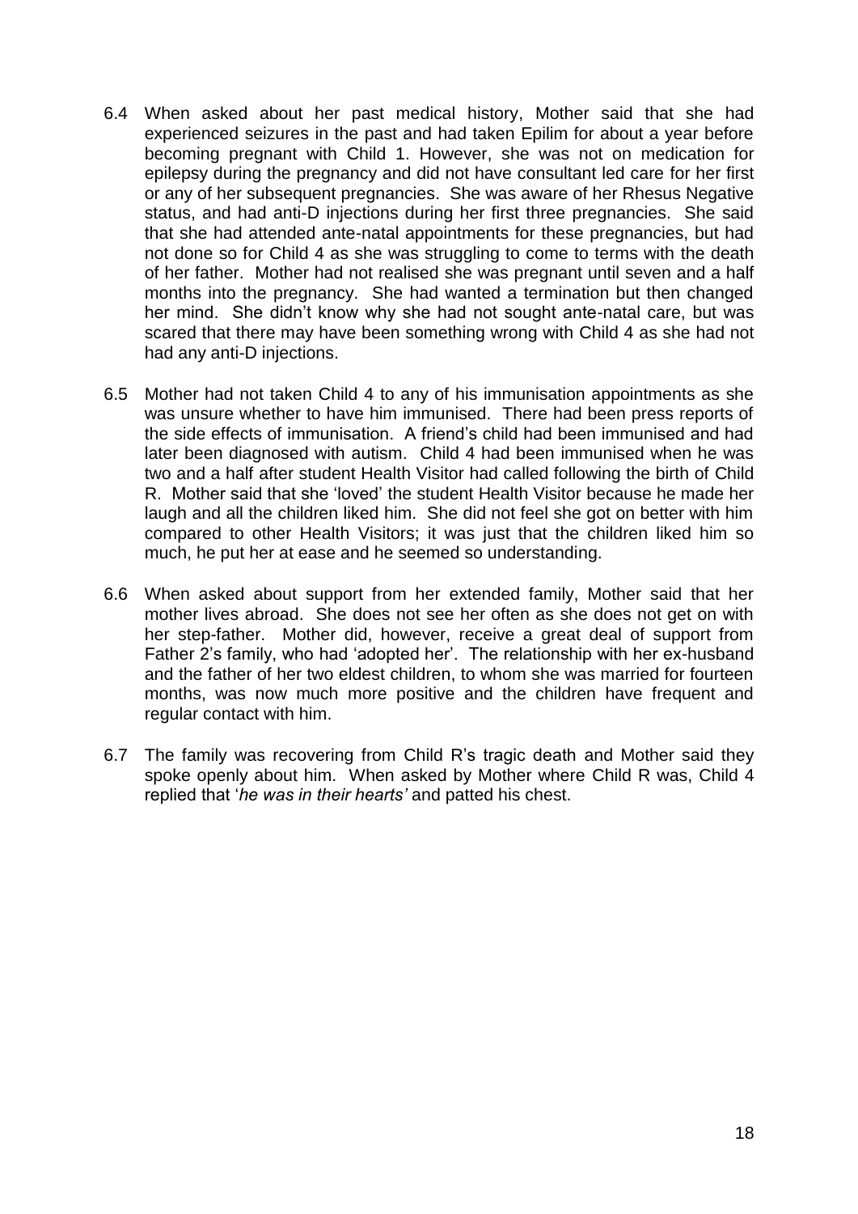6.4 When asked about her past medical history, Mother said that she had experienced seizures in the past and had taken Epilim for about a year before becoming pregnant with Child 1. However, she was not on medication for epilepsy during the pregnancy and did not have consultant led care for her first or any of her subsequent pregnancies. She was aware of her Rhesus Negative status, and had anti-D injections during her first three pregnancies. She said that she had attended ante-natal appointments for these pregnancies, but had not done so for Child 4 as she was struggling to come to terms with the death of her father. Mother had not realised she was pregnant until seven and a half months into the pregnancy. She had wanted a termination but then changed her mind. She didn't know why she had not sought ante-natal care, but was scared that there may have been something wrong with Child 4 as she had not had any anti-D injections.

6.5 Mother had not taken Child 4 to any of his immunisation appointments as she was unsure whether to have him immunised. There had been press reports of the side effects of immunisation. A friend's child had been immunised and had later been diagnosed with autism. Child 4 had been immunised when he was two and a half after student Health Visitor had called following the birth of Child R. Mother said that she 'loved' the student Health Visitor because he made her laugh and all the children liked him. She did not feel she got on better with him compared to other Health Visitors; it was just that the children liked him so much, he put her at ease and he seemed so understanding.

6.6 When asked about support from her extended family, Mother said that her mother lives abroad. She does not see her often as she does not get on with her step-father. Mother did, however, receive a great deal of support from Father 2's family, who had 'adopted her'. The relationship with her ex-husband and the father of her two eldest children, to whom she was married for fourteen months, was now much more positive and the children have frequent and regular contact with him.

6.7 The family was recovering from Child R's tragic death and Mother said they spoke openly about him. When asked by Mother where Child R was, Child 4 replied that '*he was in their hearts'* and patted his chest.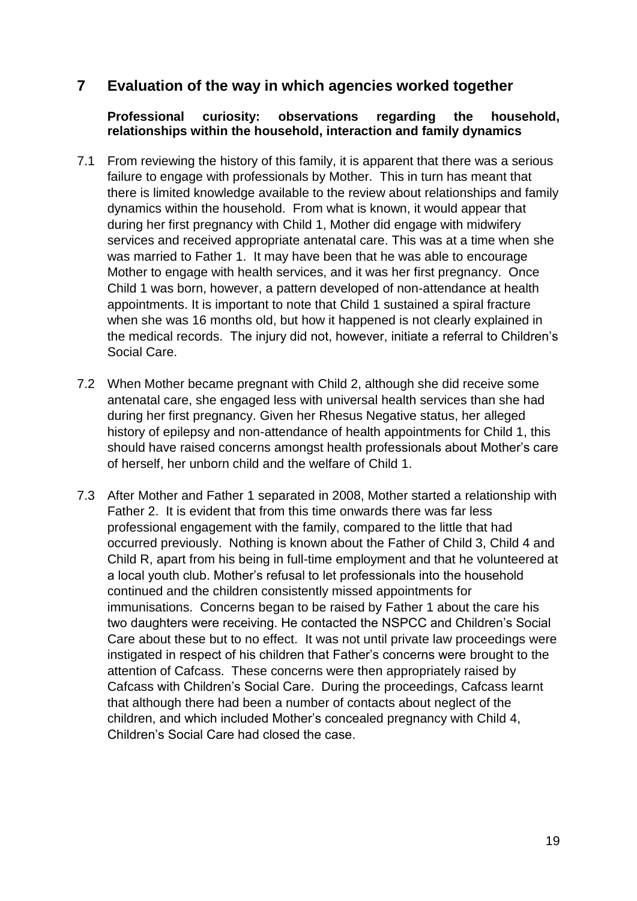## 7 Evaluation of the way in which agencies worked together

**Professional curiosity: observations regarding the household, relationships within the household, interaction and family dynamics**

7.1 From reviewing the history of this family, it is apparent that there was a serious failure to engage with professionals by Mother. This in turn has meant that there is limited knowledge available to the review about relationships and family dynamics within the household. From what is known, it would appear that during her first pregnancy with Child 1, Mother did engage with midwifery services and received appropriate antenatal care. This was at a time when she was married to Father 1. It may have been that he was able to encourage Mother to engage with health services, and it was her first pregnancy. Once Child 1 was born, however, a pattern developed of non-attendance at health appointments. It is important to note that Child 1 sustained a spiral fracture when she was 16 months old, but how it happened is not clearly explained in the medical records. The injury did not, however, initiate a referral to Children's Social Care.

7.2 When Mother became pregnant with Child 2, although she did receive some antenatal care, she engaged less with universal health services than she had during her first pregnancy. Given her Rhesus Negative status, her alleged history of epilepsy and non-attendance of health appointments for Child 1, this should have raised concerns amongst health professionals about Mother's care of herself, her unborn child and the welfare of Child 1.

7.3 After Mother and Father 1 separated in 2008, Mother started a relationship with Father 2. It is evident that from this time onwards there was far less professional engagement with the family, compared to the little that had occurred previously. Nothing is known about the Father of Child 3, Child 4 and Child R, apart from his being in full-time employment and that he volunteered at a local youth club. Mother's refusal to let professionals into the household continued and the children consistently missed appointments for immunisations. Concerns began to be raised by Father 1 about the care his two daughters were receiving. He contacted the NSPCC and Children's Social Care about these but to no effect. It was not until private law proceedings were instigated in respect of his children that Father's concerns were brought to the attention of Cafcass. These concerns were then appropriately raised by Cafcass with Children's Social Care. During the proceedings, Cafcass learnt that although there had been a number of contacts about neglect of the children, and which included Mother's concealed pregnancy with Child 4, Children's Social Care had closed the case.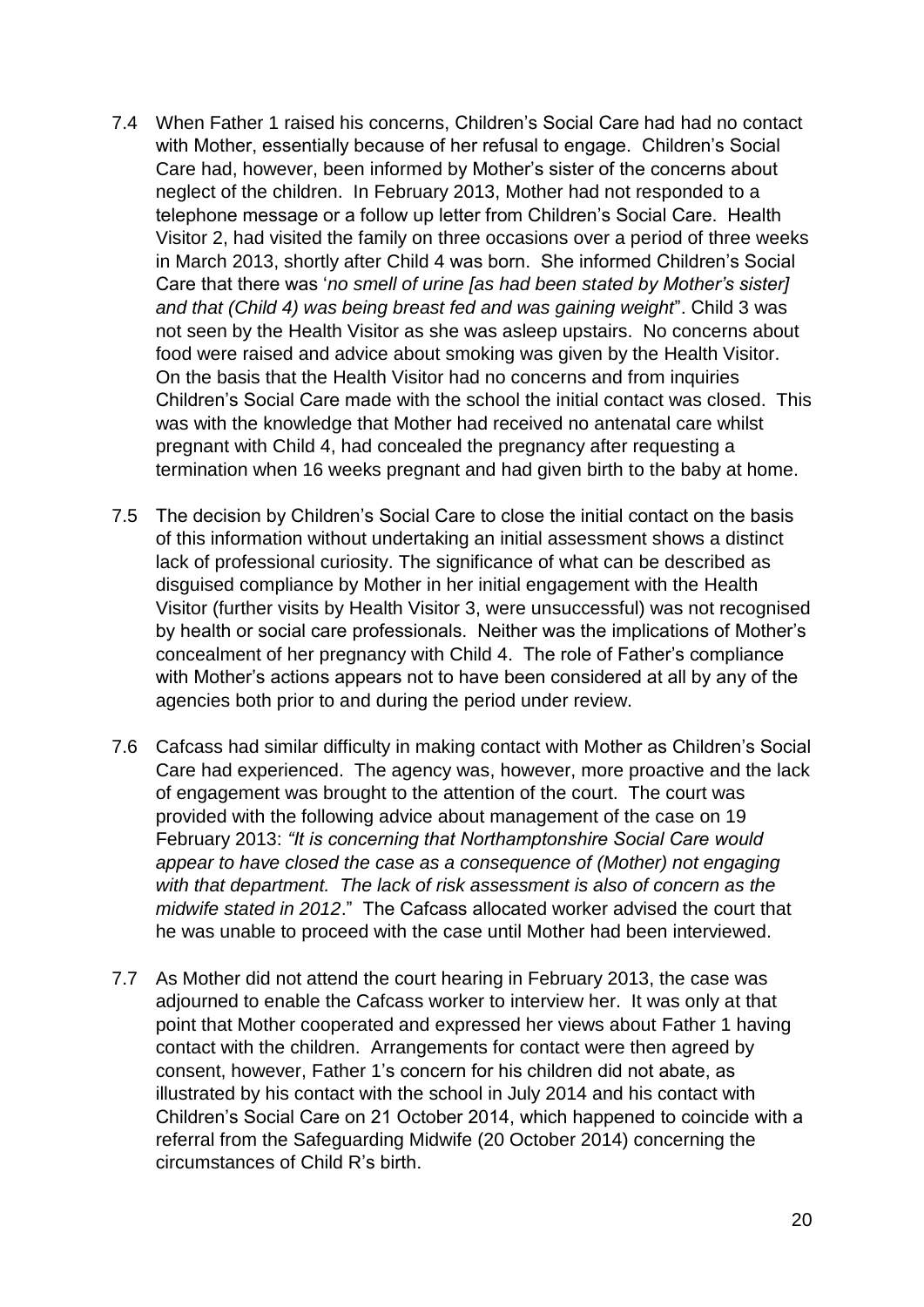7.4 When Father 1 raised his concerns, Children's Social Care had had no contact with Mother, essentially because of her refusal to engage. Children's Social Care had, however, been informed by Mother's sister of the concerns about neglect of the children. In February 2013, Mother had not responded to a telephone message or a follow up letter from Children's Social Care. Health Visitor 2, had visited the family on three occasions over a period of three weeks in March 2013, shortly after Child 4 was born. She informed Children's Social Care that there was '*no smell of urine [as had been stated by Mother's sister] and that (Child 4) was being breast fed and was gaining weight*". Child 3 was not seen by the Health Visitor as she was asleep upstairs. No concerns about food were raised and advice about smoking was given by the Health Visitor. On the basis that the Health Visitor had no concerns and from inquiries Children's Social Care made with the school the initial contact was closed. This was with the knowledge that Mother had received no antenatal care whilst pregnant with Child 4, had concealed the pregnancy after requesting a termination when 16 weeks pregnant and had given birth to the baby at home.

7.5 The decision by Children's Social Care to close the initial contact on the basis of this information without undertaking an initial assessment shows a distinct lack of professional curiosity. The significance of what can be described as disguised compliance by Mother in her initial engagement with the Health Visitor (further visits by Health Visitor 3, were unsuccessful) was not recognised by health or social care professionals. Neither was the implications of Mother's concealment of her pregnancy with Child 4. The role of Father's compliance with Mother's actions appears not to have been considered at all by any of the agencies both prior to and during the period under review.

7.6 Cafcass had similar difficulty in making contact with Mother as Children's Social Care had experienced. The agency was, however, more proactive and the lack of engagement was brought to the attention of the court. The court was provided with the following advice about management of the case on 19 February 2013: *"It is concerning that Northamptonshire Social Care would appear to have closed the case as a consequence of (Mother) not engaging with that department. The lack of risk assessment is also of concern as the midwife stated in 2012*." The Cafcass allocated worker advised the court that he was unable to proceed with the case until Mother had been interviewed.

7.7 As Mother did not attend the court hearing in February 2013, the case was adjourned to enable the Cafcass worker to interview her. It was only at that point that Mother cooperated and expressed her views about Father 1 having contact with the children. Arrangements for contact were then agreed by consent, however, Father 1's concern for his children did not abate, as illustrated by his contact with the school in July 2014 and his contact with Children's Social Care on 21 October 2014, which happened to coincide with a referral from the Safeguarding Midwife (20 October 2014) concerning the circumstances of Child R's birth.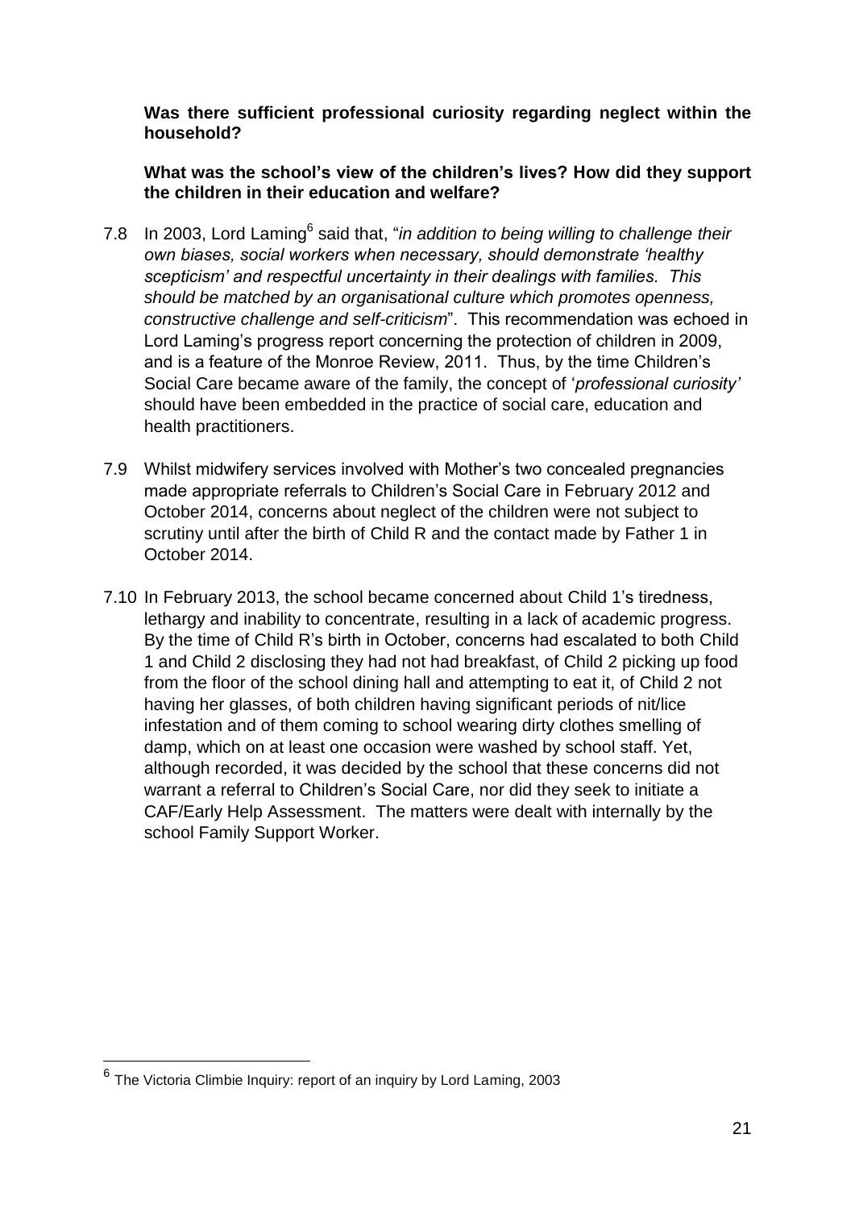**Was there sufficient professional curiosity regarding neglect within the household?**

**What was the school's view of the children's lives? How did they support the children in their education and welfare?**

7.8 In 2003, Lord Laming[6] said that, "*in addition to being willing to challenge their own biases, social workers when necessary, should demonstrate 'healthy scepticism' and respectful uncertainty in their dealings with families. This should be matched by an organisational culture which promotes openness, constructive challenge and self-criticism*". This recommendation was echoed in Lord Laming's progress report concerning the protection of children in 2009, and is a feature of the Monroe Review, 2011. Thus, by the time Children's Social Care became aware of the family, the concept of '*professional curiosity'* should have been embedded in the practice of social care, education and health practitioners.

7.9 Whilst midwifery services involved with Mother's two concealed pregnancies made appropriate referrals to Children's Social Care in February 2012 and October 2014, concerns about neglect of the children were not subject to scrutiny until after the birth of Child R and the contact made by Father 1 in October 2014.

7.10 In February 2013, the school became concerned about Child 1's tiredness, lethargy and inability to concentrate, resulting in a lack of academic progress. By the time of Child R's birth in October, concerns had escalated to both Child 1 and Child 2 disclosing they had not had breakfast, of Child 2 picking up food from the floor of the school dining hall and attempting to eat it, of Child 2 not having her glasses, of both children having significant periods of nit/lice infestation and of them coming to school wearing dirty clothes smelling of damp, which on at least one occasion were washed by school staff. Yet, although recorded, it was decided by the school that these concerns did not warrant a referral to Children's Social Care, nor did they seek to initiate a CAF/Early Help Assessment. The matters were dealt with internally by the school Family Support Worker.

[6] The Victoria Climbie Inquiry: report of an inquiry by Lord Laming, 2003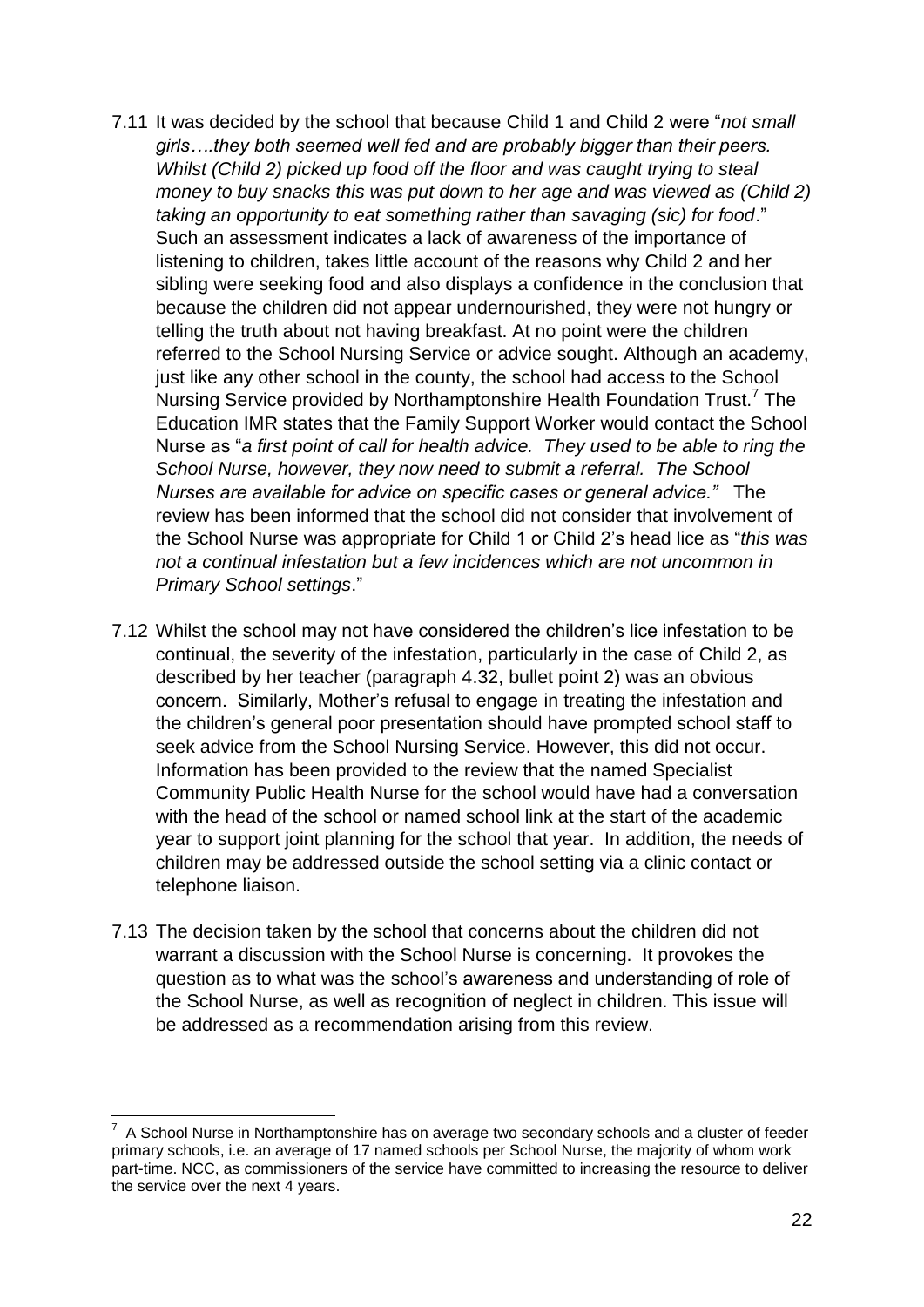7.11 It was decided by the school that because Child 1 and Child 2 were "*not small girls….they both seemed well fed and are probably bigger than their peers. Whilst (Child 2) picked up food off the floor and was caught trying to steal money to buy snacks this was put down to her age and was viewed as (Child 2) taking an opportunity to eat something rather than savaging (sic) for food*." Such an assessment indicates a lack of awareness of the importance of listening to children, takes little account of the reasons why Child 2 and her sibling were seeking food and also displays a confidence in the conclusion that because the children did not appear undernourished, they were not hungry or telling the truth about not having breakfast. At no point were the children referred to the School Nursing Service or advice sought. Although an academy, just like any other school in the county, the school had access to the School Nursing Service provided by Northamptonshire Health Foundation Trust.[7] The Education IMR states that the Family Support Worker would contact the School Nurse as "*a first point of call for health advice. They used to be able to ring the School Nurse, however, they now need to submit a referral. The School Nurses are available for advice on specific cases or general advice.*" The review has been informed that the school did not consider that involvement of the School Nurse was appropriate for Child 1 or Child 2's head lice as "*this was not a continual infestation but a few incidences which are not uncommon in Primary School settings*."

7.12 Whilst the school may not have considered the children's lice infestation to be continual, the severity of the infestation, particularly in the case of Child 2, as described by her teacher (paragraph 4.32, bullet point 2) was an obvious concern. Similarly, Mother's refusal to engage in treating the infestation and the children's general poor presentation should have prompted school staff to seek advice from the School Nursing Service. However, this did not occur. Information has been provided to the review that the named Specialist Community Public Health Nurse for the school would have had a conversation with the head of the school or named school link at the start of the academic year to support joint planning for the school that year. In addition, the needs of children may be addressed outside the school setting via a clinic contact or telephone liaison.

7.13 The decision taken by the school that concerns about the children did not warrant a discussion with the School Nurse is concerning. It provokes the question as to what was the school's awareness and understanding of role of the School Nurse, as well as recognition of neglect in children. This issue will be addressed as a recommendation arising from this review.

---

[7] A School Nurse in Northamptonshire has on average two secondary schools and a cluster of feeder primary schools, i.e. an average of 17 named schools per School Nurse, the majority of whom work part-time. NCC, as commissioners of the service have committed to increasing the resource to deliver the service over the next 4 years.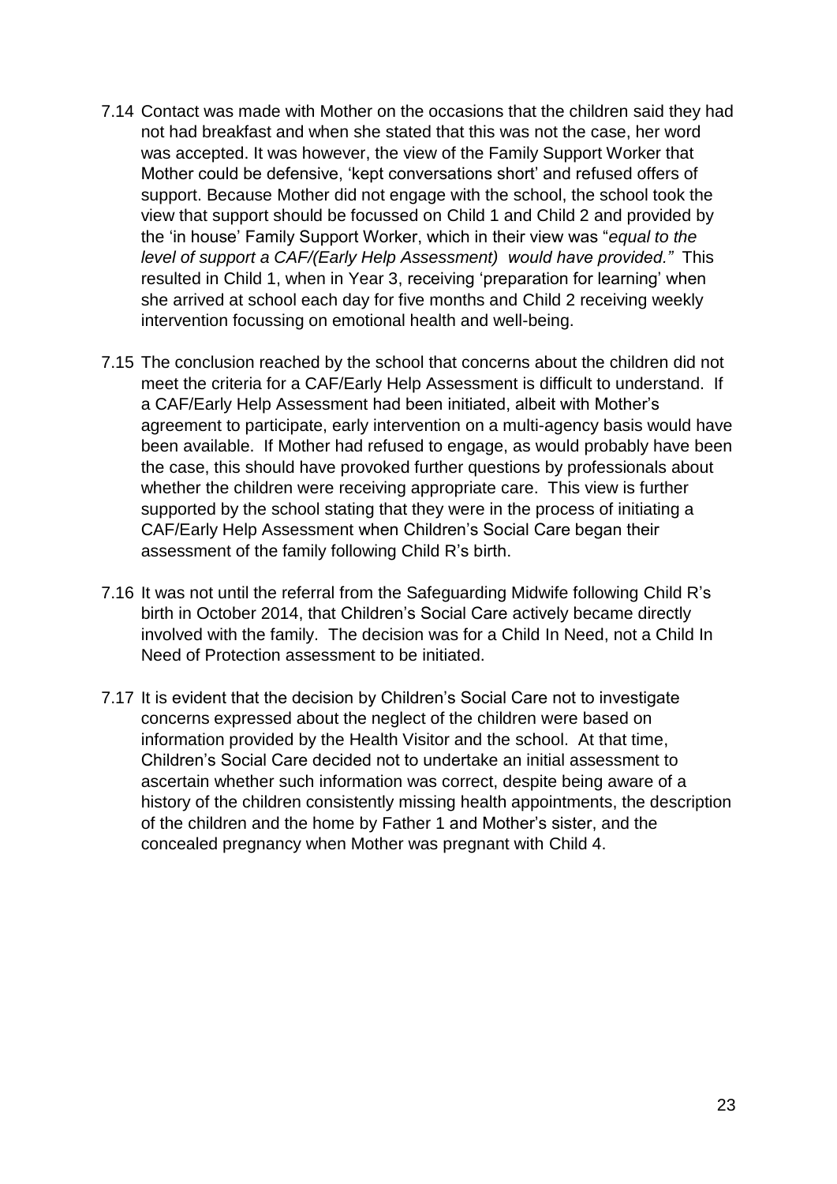7.14 Contact was made with Mother on the occasions that the children said they had not had breakfast and when she stated that this was not the case, her word was accepted. It was however, the view of the Family Support Worker that Mother could be defensive, 'kept conversations short' and refused offers of support. Because Mother did not engage with the school, the school took the view that support should be focussed on Child 1 and Child 2 and provided by the 'in house' Family Support Worker, which in their view was "*equal to the level of support a CAF/(Early Help Assessment) would have provided.*" This resulted in Child 1, when in Year 3, receiving 'preparation for learning' when she arrived at school each day for five months and Child 2 receiving weekly intervention focussing on emotional health and well-being.

7.15 The conclusion reached by the school that concerns about the children did not meet the criteria for a CAF/Early Help Assessment is difficult to understand. If a CAF/Early Help Assessment had been initiated, albeit with Mother's agreement to participate, early intervention on a multi-agency basis would have been available. If Mother had refused to engage, as would probably have been the case, this should have provoked further questions by professionals about whether the children were receiving appropriate care. This view is further supported by the school stating that they were in the process of initiating a CAF/Early Help Assessment when Children's Social Care began their assessment of the family following Child R's birth.

7.16 It was not until the referral from the Safeguarding Midwife following Child R's birth in October 2014, that Children's Social Care actively became directly involved with the family. The decision was for a Child In Need, not a Child In Need of Protection assessment to be initiated.

7.17 It is evident that the decision by Children's Social Care not to investigate concerns expressed about the neglect of the children were based on information provided by the Health Visitor and the school. At that time, Children's Social Care decided not to undertake an initial assessment to ascertain whether such information was correct, despite being aware of a history of the children consistently missing health appointments, the description of the children and the home by Father 1 and Mother's sister, and the concealed pregnancy when Mother was pregnant with Child 4.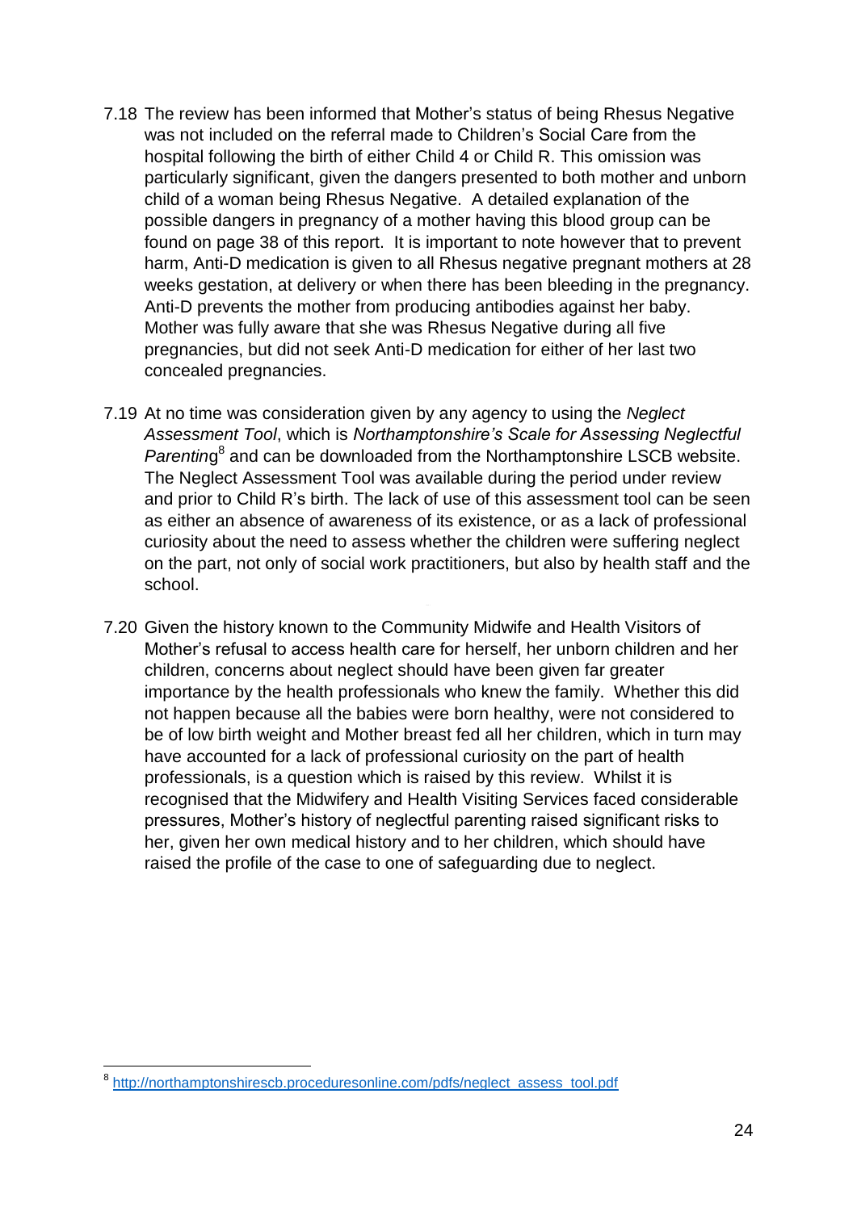7.18 The review has been informed that Mother's status of being Rhesus Negative was not included on the referral made to Children's Social Care from the hospital following the birth of either Child 4 or Child R. This omission was particularly significant, given the dangers presented to both mother and unborn child of a woman being Rhesus Negative. A detailed explanation of the possible dangers in pregnancy of a mother having this blood group can be found on page 38 of this report. It is important to note however that to prevent harm, Anti-D medication is given to all Rhesus negative pregnant mothers at 28 weeks gestation, at delivery or when there has been bleeding in the pregnancy. Anti-D prevents the mother from producing antibodies against her baby. Mother was fully aware that she was Rhesus Negative during all five pregnancies, but did not seek Anti-D medication for either of her last two concealed pregnancies.

7.19 At no time was consideration given by any agency to using the *Neglect Assessment Tool*, which is *Northamptonshire's Scale for Assessing Neglectful Parenting*[8] and can be downloaded from the Northamptonshire LSCB website. The Neglect Assessment Tool was available during the period under review and prior to Child R's birth. The lack of use of this assessment tool can be seen as either an absence of awareness of its existence, or as a lack of professional curiosity about the need to assess whether the children were suffering neglect on the part, not only of social work practitioners, but also by health staff and the school.

7.20 Given the history known to the Community Midwife and Health Visitors of Mother's refusal to access health care for herself, her unborn children and her children, concerns about neglect should have been given far greater importance by the health professionals who knew the family. Whether this did not happen because all the babies were born healthy, were not considered to be of low birth weight and Mother breast fed all her children, which in turn may have accounted for a lack of professional curiosity on the part of health professionals, is a question which is raised by this review. Whilst it is recognised that the Midwifery and Health Visiting Services faced considerable pressures, Mother's history of neglectful parenting raised significant risks to her, given her own medical history and to her children, which should have raised the profile of the case to one of safeguarding due to neglect.

[8] http://northamptonshirescb.proceduresonline.com/pdfs/neglect_assess_tool.pdf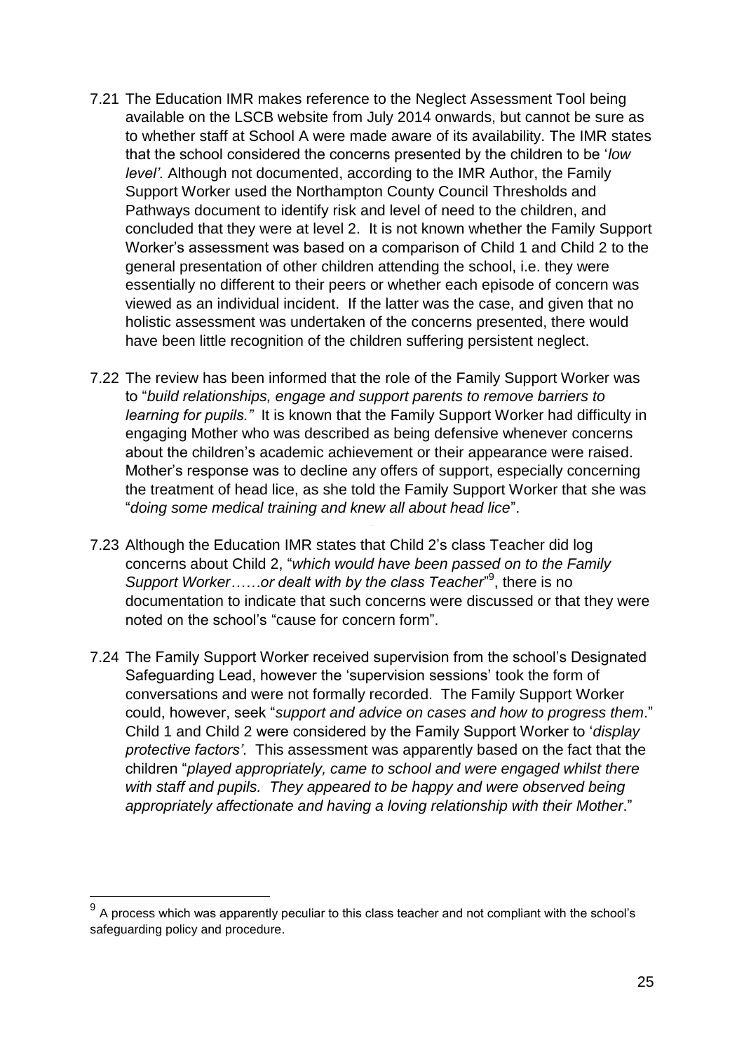7.21 The Education IMR makes reference to the Neglect Assessment Tool being available on the LSCB website from July 2014 onwards, but cannot be sure as to whether staff at School A were made aware of its availability. The IMR states that the school considered the concerns presented by the children to be '*low level'*. Although not documented, according to the IMR Author, the Family Support Worker used the Northampton County Council Thresholds and Pathways document to identify risk and level of need to the children, and concluded that they were at level 2. It is not known whether the Family Support Worker's assessment was based on a comparison of Child 1 and Child 2 to the general presentation of other children attending the school, i.e. they were essentially no different to their peers or whether each episode of concern was viewed as an individual incident. If the latter was the case, and given that no holistic assessment was undertaken of the concerns presented, there would have been little recognition of the children suffering persistent neglect.

7.22 The review has been informed that the role of the Family Support Worker was to "*build relationships, engage and support parents to remove barriers to learning for pupils."* It is known that the Family Support Worker had difficulty in engaging Mother who was described as being defensive whenever concerns about the children's academic achievement or their appearance were raised. Mother's response was to decline any offers of support, especially concerning the treatment of head lice, as she told the Family Support Worker that she was "*doing some medical training and knew all about head lice*".

7.23 Although the Education IMR states that Child 2's class Teacher did log concerns about Child 2, "*which would have been passed on to the Family Support Worker……or dealt with by the class Teacher*"[9], there is no documentation to indicate that such concerns were discussed or that they were noted on the school's "cause for concern form".

7.24 The Family Support Worker received supervision from the school's Designated Safeguarding Lead, however the 'supervision sessions' took the form of conversations and were not formally recorded. The Family Support Worker could, however, seek "*support and advice on cases and how to progress them*." Child 1 and Child 2 were considered by the Family Support Worker to '*display protective factors'*. This assessment was apparently based on the fact that the children "*played appropriately, came to school and were engaged whilst there with staff and pupils. They appeared to be happy and were observed being appropriately affectionate and having a loving relationship with their Mother*."

---

[9] A process which was apparently peculiar to this class teacher and not compliant with the school's safeguarding policy and procedure.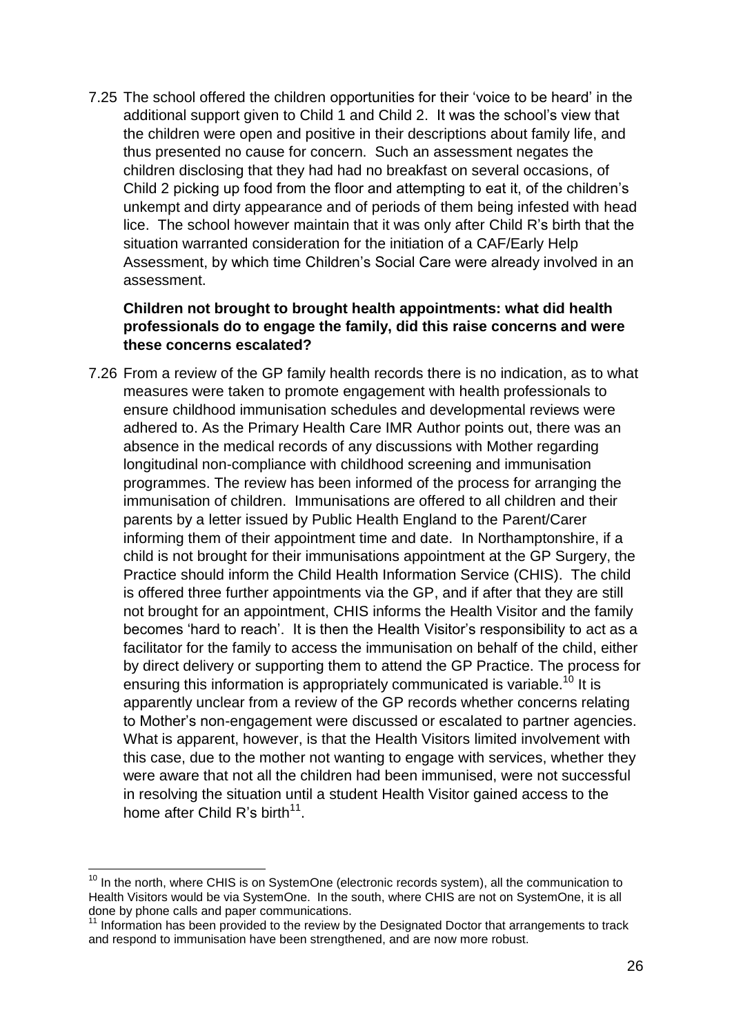7.25 The school offered the children opportunities for their 'voice to be heard' in the additional support given to Child 1 and Child 2. It was the school's view that the children were open and positive in their descriptions about family life, and thus presented no cause for concern. Such an assessment negates the children disclosing that they had had no breakfast on several occasions, of Child 2 picking up food from the floor and attempting to eat it, of the children's unkempt and dirty appearance and of periods of them being infested with head lice. The school however maintain that it was only after Child R's birth that the situation warranted consideration for the initiation of a CAF/Early Help Assessment, by which time Children's Social Care were already involved in an assessment.

**Children not brought to brought health appointments: what did health professionals do to engage the family, did this raise concerns and were these concerns escalated?**

7.26 From a review of the GP family health records there is no indication, as to what measures were taken to promote engagement with health professionals to ensure childhood immunisation schedules and developmental reviews were adhered to. As the Primary Health Care IMR Author points out, there was an absence in the medical records of any discussions with Mother regarding longitudinal non-compliance with childhood screening and immunisation programmes. The review has been informed of the process for arranging the immunisation of children. Immunisations are offered to all children and their parents by a letter issued by Public Health England to the Parent/Carer informing them of their appointment time and date. In Northamptonshire, if a child is not brought for their immunisations appointment at the GP Surgery, the Practice should inform the Child Health Information Service (CHIS). The child is offered three further appointments via the GP, and if after that they are still not brought for an appointment, CHIS informs the Health Visitor and the family becomes 'hard to reach'. It is then the Health Visitor's responsibility to act as a facilitator for the family to access the immunisation on behalf of the child, either by direct delivery or supporting them to attend the GP Practice. The process for ensuring this information is appropriately communicated is variable.[10] It is apparently unclear from a review of the GP records whether concerns relating to Mother's non-engagement were discussed or escalated to partner agencies. What is apparent, however, is that the Health Visitors limited involvement with this case, due to the mother not wanting to engage with services, whether they were aware that not all the children had been immunised, were not successful in resolving the situation until a student Health Visitor gained access to the home after Child R's birth[11].

---

[10] In the north, where CHIS is on SystemOne (electronic records system), all the communication to Health Visitors would be via SystemOne. In the south, where CHIS are not on SystemOne, it is all done by phone calls and paper communications.

[11] Information has been provided to the review by the Designated Doctor that arrangements to track and respond to immunisation have been strengthened, and are now more robust.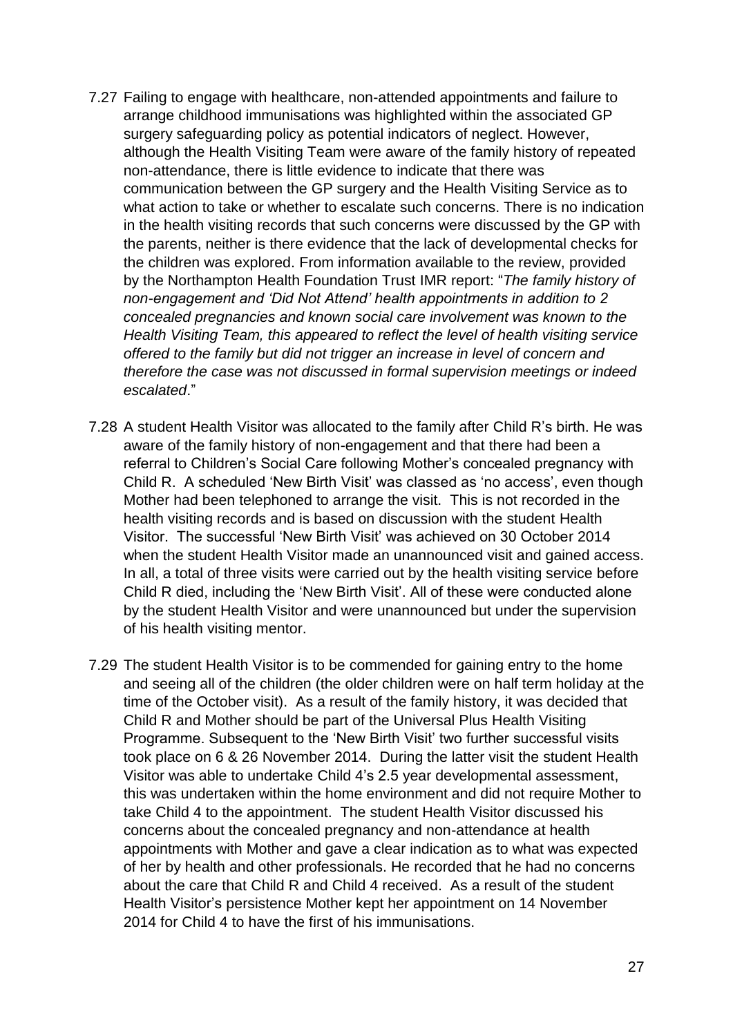7.27 Failing to engage with healthcare, non-attended appointments and failure to arrange childhood immunisations was highlighted within the associated GP surgery safeguarding policy as potential indicators of neglect. However, although the Health Visiting Team were aware of the family history of repeated non-attendance, there is little evidence to indicate that there was communication between the GP surgery and the Health Visiting Service as to what action to take or whether to escalate such concerns. There is no indication in the health visiting records that such concerns were discussed by the GP with the parents, neither is there evidence that the lack of developmental checks for the children was explored. From information available to the review, provided by the Northampton Health Foundation Trust IMR report: "*The family history of non-engagement and 'Did Not Attend' health appointments in addition to 2 concealed pregnancies and known social care involvement was known to the Health Visiting Team, this appeared to reflect the level of health visiting service offered to the family but did not trigger an increase in level of concern and therefore the case was not discussed in formal supervision meetings or indeed escalated*."

7.28 A student Health Visitor was allocated to the family after Child R's birth. He was aware of the family history of non-engagement and that there had been a referral to Children's Social Care following Mother's concealed pregnancy with Child R. A scheduled 'New Birth Visit' was classed as 'no access', even though Mother had been telephoned to arrange the visit. This is not recorded in the health visiting records and is based on discussion with the student Health Visitor. The successful 'New Birth Visit' was achieved on 30 October 2014 when the student Health Visitor made an unannounced visit and gained access. In all, a total of three visits were carried out by the health visiting service before Child R died, including the 'New Birth Visit'. All of these were conducted alone by the student Health Visitor and were unannounced but under the supervision of his health visiting mentor.

7.29 The student Health Visitor is to be commended for gaining entry to the home and seeing all of the children (the older children were on half term holiday at the time of the October visit). As a result of the family history, it was decided that Child R and Mother should be part of the Universal Plus Health Visiting Programme. Subsequent to the 'New Birth Visit' two further successful visits took place on 6 & 26 November 2014. During the latter visit the student Health Visitor was able to undertake Child 4's 2.5 year developmental assessment, this was undertaken within the home environment and did not require Mother to take Child 4 to the appointment. The student Health Visitor discussed his concerns about the concealed pregnancy and non-attendance at health appointments with Mother and gave a clear indication as to what was expected of her by health and other professionals. He recorded that he had no concerns about the care that Child R and Child 4 received. As a result of the student Health Visitor's persistence Mother kept her appointment on 14 November 2014 for Child 4 to have the first of his immunisations.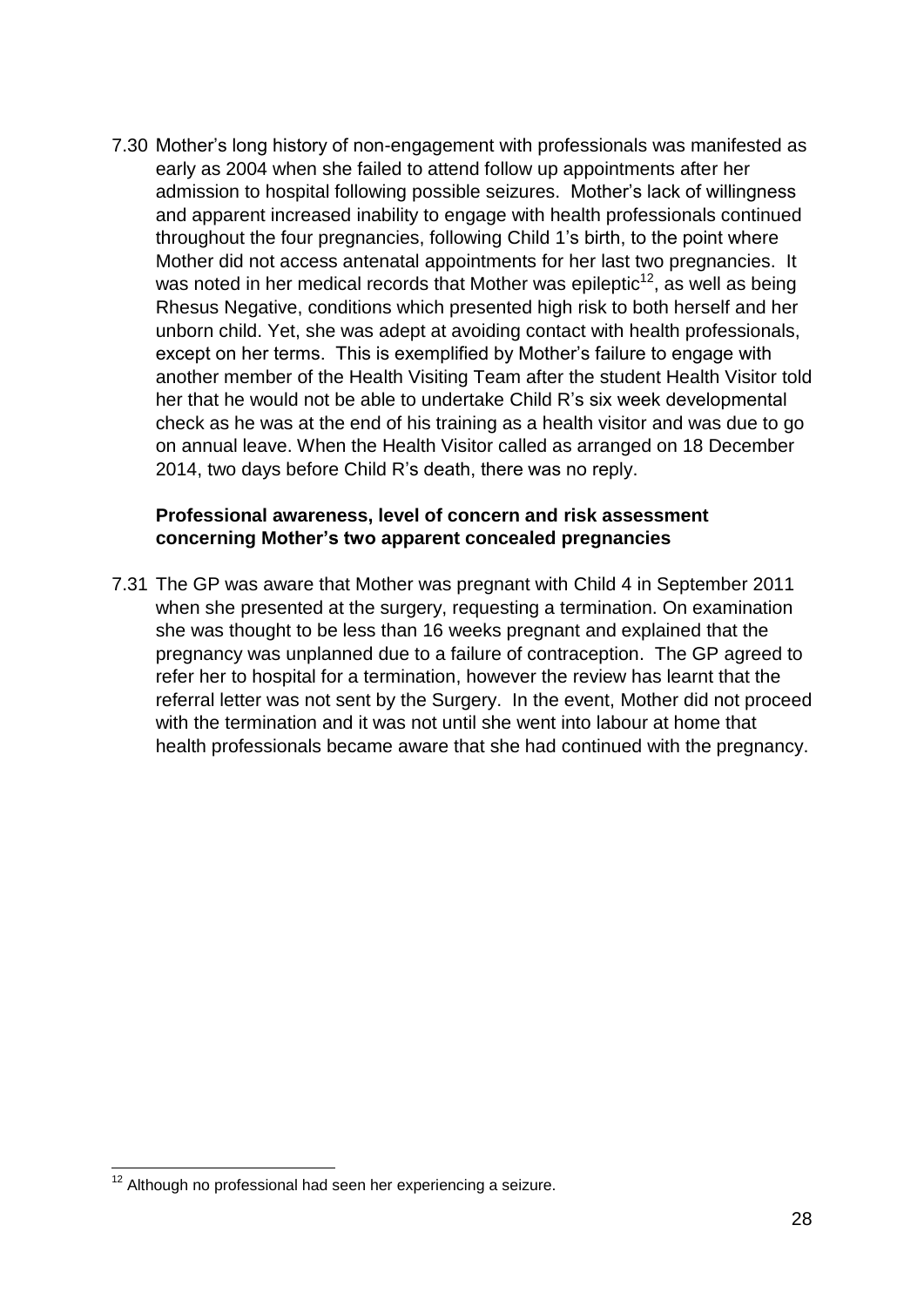7.30 Mother's long history of non-engagement with professionals was manifested as early as 2004 when she failed to attend follow up appointments after her admission to hospital following possible seizures. Mother's lack of willingness and apparent increased inability to engage with health professionals continued throughout the four pregnancies, following Child 1's birth, to the point where Mother did not access antenatal appointments for her last two pregnancies. It was noted in her medical records that Mother was epileptic[12], as well as being Rhesus Negative, conditions which presented high risk to both herself and her unborn child. Yet, she was adept at avoiding contact with health professionals, except on her terms. This is exemplified by Mother's failure to engage with another member of the Health Visiting Team after the student Health Visitor told her that he would not be able to undertake Child R's six week developmental check as he was at the end of his training as a health visitor and was due to go on annual leave. When the Health Visitor called as arranged on 18 December 2014, two days before Child R's death, there was no reply.

**Professional awareness, level of concern and risk assessment concerning Mother's two apparent concealed pregnancies**

7.31 The GP was aware that Mother was pregnant with Child 4 in September 2011 when she presented at the surgery, requesting a termination. On examination she was thought to be less than 16 weeks pregnant and explained that the pregnancy was unplanned due to a failure of contraception. The GP agreed to refer her to hospital for a termination, however the review has learnt that the referral letter was not sent by the Surgery. In the event, Mother did not proceed with the termination and it was not until she went into labour at home that health professionals became aware that she had continued with the pregnancy.

[12] Although no professional had seen her experiencing a seizure.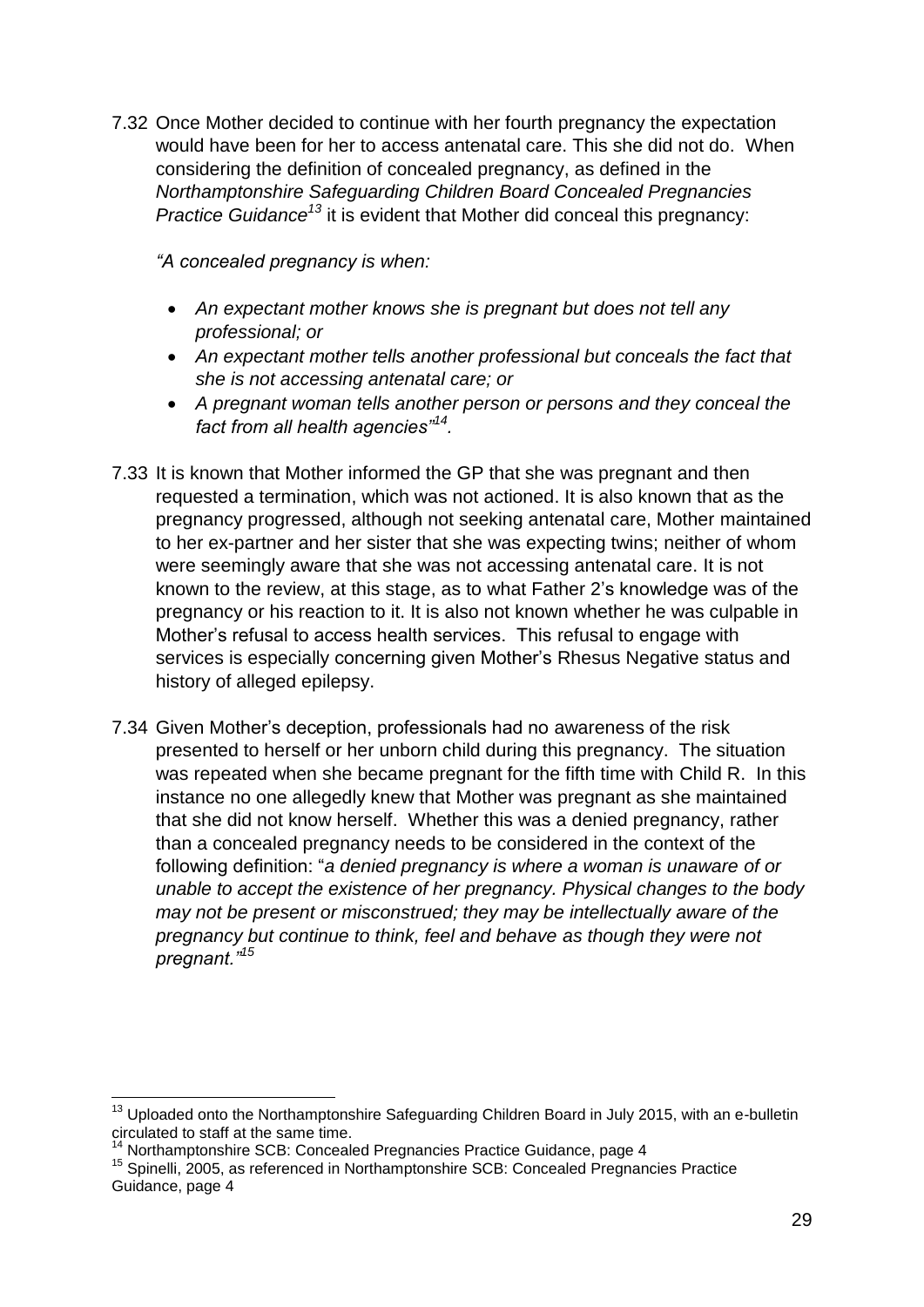7.32 Once Mother decided to continue with her fourth pregnancy the expectation would have been for her to access antenatal care. This she did not do. When considering the definition of concealed pregnancy, as defined in the *Northamptonshire Safeguarding Children Board Concealed Pregnancies Practice Guidance*[13] it is evident that Mother did conceal this pregnancy:

*"A concealed pregnancy is when:*

- *An expectant mother knows she is pregnant but does not tell any professional; or*
- *An expectant mother tells another professional but conceals the fact that she is not accessing antenatal care; or*
- *A pregnant woman tells another person or persons and they conceal the fact from all health agencies"*[14].

7.33 It is known that Mother informed the GP that she was pregnant and then requested a termination, which was not actioned. It is also known that as the pregnancy progressed, although not seeking antenatal care, Mother maintained to her ex-partner and her sister that she was expecting twins; neither of whom were seemingly aware that she was not accessing antenatal care. It is not known to the review, at this stage, as to what Father 2's knowledge was of the pregnancy or his reaction to it. It is also not known whether he was culpable in Mother's refusal to access health services. This refusal to engage with services is especially concerning given Mother's Rhesus Negative status and history of alleged epilepsy.

7.34 Given Mother's deception, professionals had no awareness of the risk presented to herself or her unborn child during this pregnancy. The situation was repeated when she became pregnant for the fifth time with Child R. In this instance no one allegedly knew that Mother was pregnant as she maintained that she did not know herself. Whether this was a denied pregnancy, rather than a concealed pregnancy needs to be considered in the context of the following definition: "*a denied pregnancy is where a woman is unaware of or unable to accept the existence of her pregnancy. Physical changes to the body may not be present or misconstrued; they may be intellectually aware of the pregnancy but continue to think, feel and behave as though they were not pregnant."*[15]

---

[13] Uploaded onto the Northamptonshire Safeguarding Children Board in July 2015, with an e-bulletin circulated to staff at the same time.

[14] Northamptonshire SCB: Concealed Pregnancies Practice Guidance, page 4

[15] Spinelli, 2005, as referenced in Northamptonshire SCB: Concealed Pregnancies Practice Guidance, page 4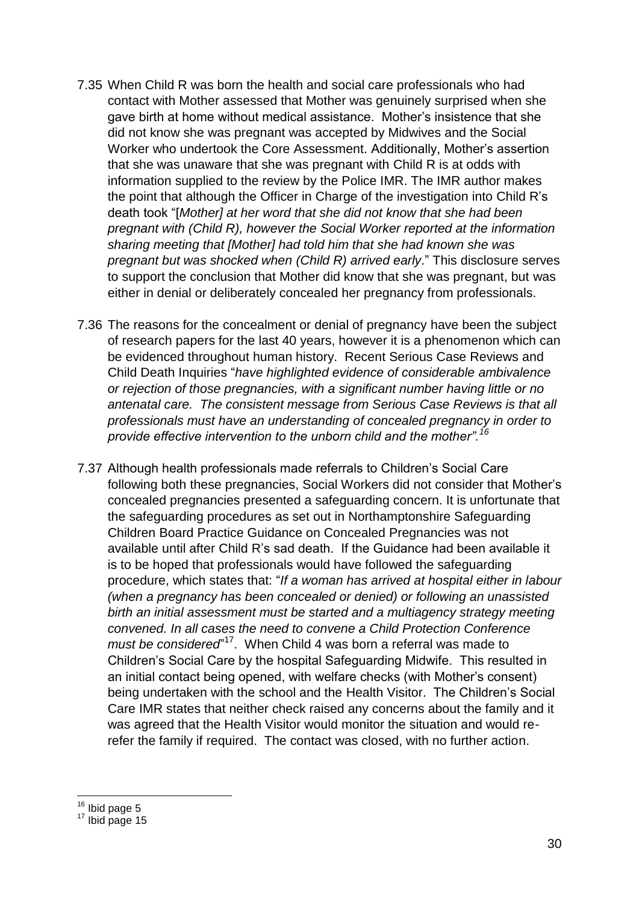7.35 When Child R was born the health and social care professionals who had contact with Mother assessed that Mother was genuinely surprised when she gave birth at home without medical assistance. Mother's insistence that she did not know she was pregnant was accepted by Midwives and the Social Worker who undertook the Core Assessment. Additionally, Mother's assertion that she was unaware that she was pregnant with Child R is at odds with information supplied to the review by the Police IMR. The IMR author makes the point that although the Officer in Charge of the investigation into Child R's death took "[*Mother] at her word that she did not know that she had been pregnant with (Child R), however the Social Worker reported at the information sharing meeting that [Mother] had told him that she had known she was pregnant but was shocked when (Child R) arrived early*." This disclosure serves to support the conclusion that Mother did know that she was pregnant, but was either in denial or deliberately concealed her pregnancy from professionals.

7.36 The reasons for the concealment or denial of pregnancy have been the subject of research papers for the last 40 years, however it is a phenomenon which can be evidenced throughout human history. Recent Serious Case Reviews and Child Death Inquiries "*have highlighted evidence of considerable ambivalence or rejection of those pregnancies, with a significant number having little or no antenatal care. The consistent message from Serious Case Reviews is that all professionals must have an understanding of concealed pregnancy in order to provide effective intervention to the unborn child and the mother".*[16]

7.37 Although health professionals made referrals to Children's Social Care following both these pregnancies, Social Workers did not consider that Mother's concealed pregnancies presented a safeguarding concern. It is unfortunate that the safeguarding procedures as set out in Northamptonshire Safeguarding Children Board Practice Guidance on Concealed Pregnancies was not available until after Child R's sad death. If the Guidance had been available it is to be hoped that professionals would have followed the safeguarding procedure, which states that: "*If a woman has arrived at hospital either in labour (when a pregnancy has been concealed or denied) or following an unassisted birth an initial assessment must be started and a multiagency strategy meeting convened. In all cases the need to convene a Child Protection Conference must be considered*"[17]. When Child 4 was born a referral was made to Children's Social Care by the hospital Safeguarding Midwife. This resulted in an initial contact being opened, with welfare checks (with Mother's consent) being undertaken with the school and the Health Visitor. The Children's Social Care IMR states that neither check raised any concerns about the family and it was agreed that the Health Visitor would monitor the situation and would re-refer the family if required. The contact was closed, with no further action.

---

[16] Ibid page 5

[17] Ibid page 15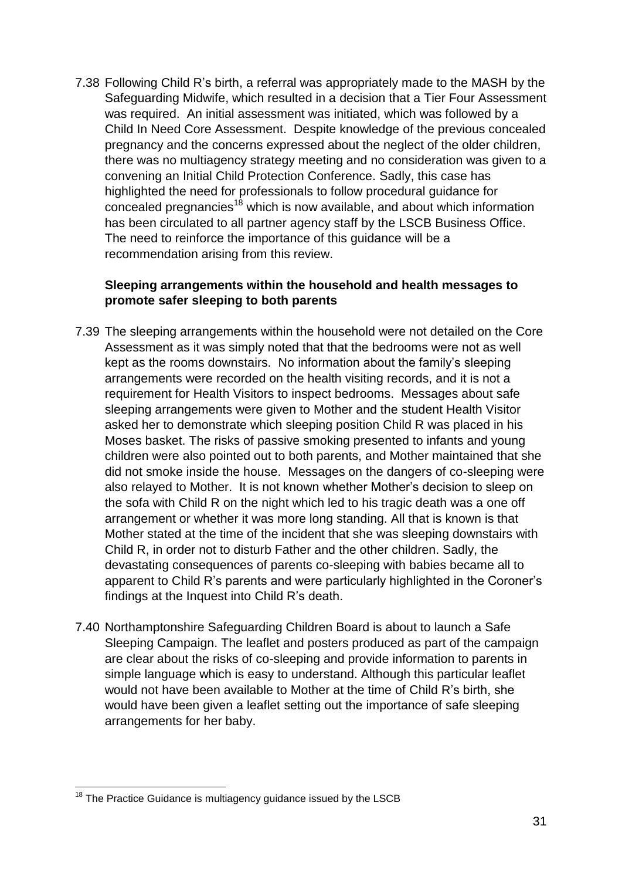7.38 Following Child R's birth, a referral was appropriately made to the MASH by the Safeguarding Midwife, which resulted in a decision that a Tier Four Assessment was required. An initial assessment was initiated, which was followed by a Child In Need Core Assessment. Despite knowledge of the previous concealed pregnancy and the concerns expressed about the neglect of the older children, there was no multiagency strategy meeting and no consideration was given to a convening an Initial Child Protection Conference. Sadly, this case has highlighted the need for professionals to follow procedural guidance for concealed pregnancies[18] which is now available, and about which information has been circulated to all partner agency staff by the LSCB Business Office. The need to reinforce the importance of this guidance will be a recommendation arising from this review.

**Sleeping arrangements within the household and health messages to promote safer sleeping to both parents**

7.39 The sleeping arrangements within the household were not detailed on the Core Assessment as it was simply noted that that the bedrooms were not as well kept as the rooms downstairs. No information about the family's sleeping arrangements were recorded on the health visiting records, and it is not a requirement for Health Visitors to inspect bedrooms. Messages about safe sleeping arrangements were given to Mother and the student Health Visitor asked her to demonstrate which sleeping position Child R was placed in his Moses basket. The risks of passive smoking presented to infants and young children were also pointed out to both parents, and Mother maintained that she did not smoke inside the house. Messages on the dangers of co-sleeping were also relayed to Mother. It is not known whether Mother's decision to sleep on the sofa with Child R on the night which led to his tragic death was a one off arrangement or whether it was more long standing. All that is known is that Mother stated at the time of the incident that she was sleeping downstairs with Child R, in order not to disturb Father and the other children. Sadly, the devastating consequences of parents co-sleeping with babies became all to apparent to Child R's parents and were particularly highlighted in the Coroner's findings at the Inquest into Child R's death.

7.40 Northamptonshire Safeguarding Children Board is about to launch a Safe Sleeping Campaign. The leaflet and posters produced as part of the campaign are clear about the risks of co-sleeping and provide information to parents in simple language which is easy to understand. Although this particular leaflet would not have been available to Mother at the time of Child R's birth, she would have been given a leaflet setting out the importance of safe sleeping arrangements for her baby.

---

[18] The Practice Guidance is multiagency guidance issued by the LSCB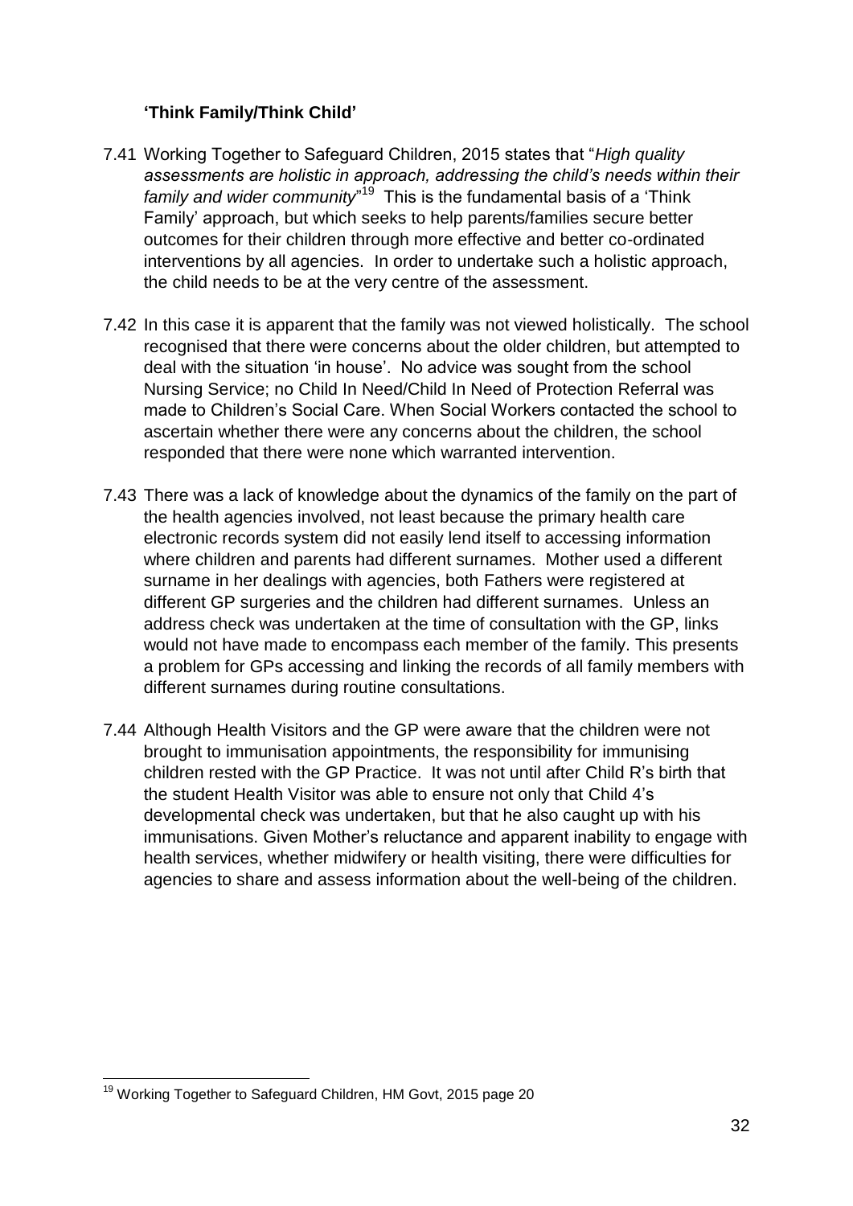### **'Think Family/Think Child'**

7.41 Working Together to Safeguard Children, 2015 states that "*High quality assessments are holistic in approach, addressing the child's needs within their family and wider community*"[19] This is the fundamental basis of a 'Think Family' approach, but which seeks to help parents/families secure better outcomes for their children through more effective and better co-ordinated interventions by all agencies. In order to undertake such a holistic approach, the child needs to be at the very centre of the assessment.

7.42 In this case it is apparent that the family was not viewed holistically. The school recognised that there were concerns about the older children, but attempted to deal with the situation 'in house'. No advice was sought from the school Nursing Service; no Child In Need/Child In Need of Protection Referral was made to Children's Social Care. When Social Workers contacted the school to ascertain whether there were any concerns about the children, the school responded that there were none which warranted intervention.

7.43 There was a lack of knowledge about the dynamics of the family on the part of the health agencies involved, not least because the primary health care electronic records system did not easily lend itself to accessing information where children and parents had different surnames. Mother used a different surname in her dealings with agencies, both Fathers were registered at different GP surgeries and the children had different surnames. Unless an address check was undertaken at the time of consultation with the GP, links would not have made to encompass each member of the family. This presents a problem for GPs accessing and linking the records of all family members with different surnames during routine consultations.

7.44 Although Health Visitors and the GP were aware that the children were not brought to immunisation appointments, the responsibility for immunising children rested with the GP Practice. It was not until after Child R's birth that the student Health Visitor was able to ensure not only that Child 4's developmental check was undertaken, but that he also caught up with his immunisations. Given Mother's reluctance and apparent inability to engage with health services, whether midwifery or health visiting, there were difficulties for agencies to share and assess information about the well-being of the children.

---

[19] Working Together to Safeguard Children, HM Govt, 2015 page 20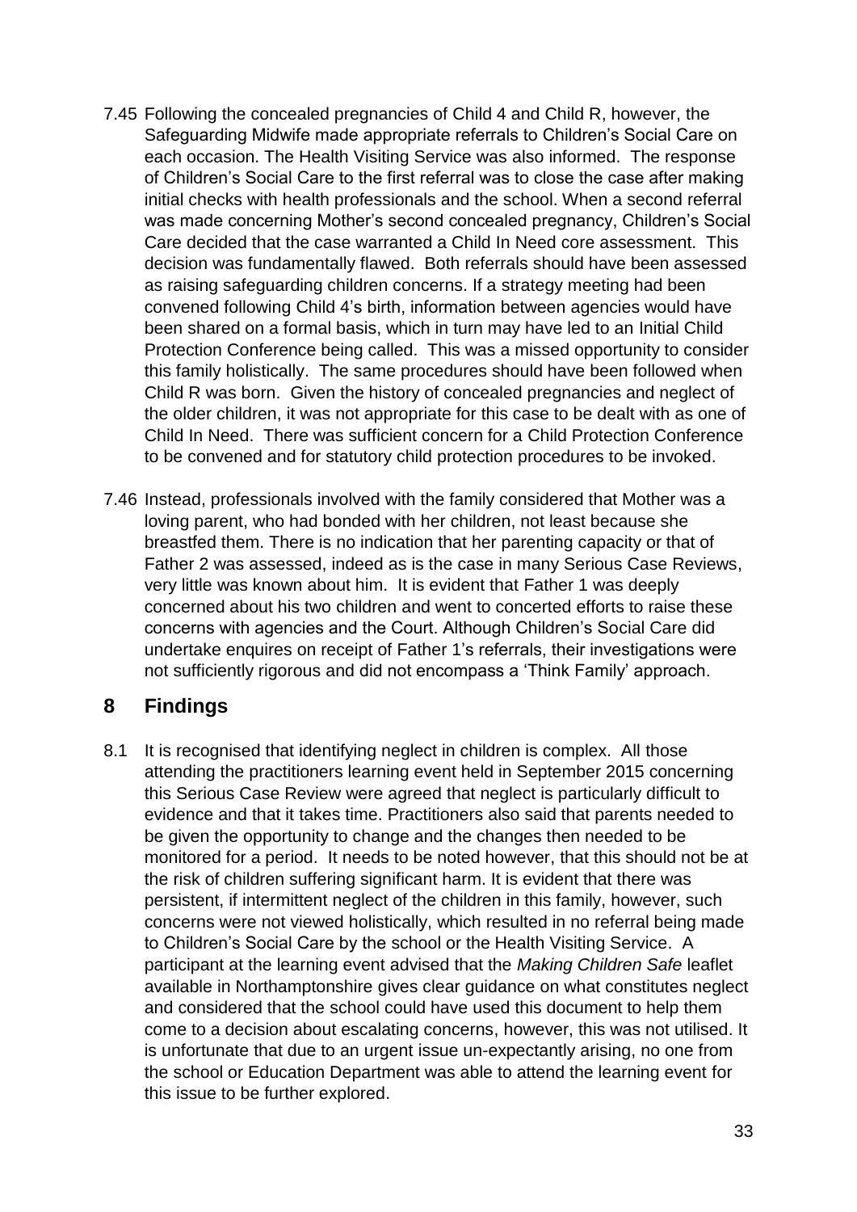7.45 Following the concealed pregnancies of Child 4 and Child R, however, the Safeguarding Midwife made appropriate referrals to Children's Social Care on each occasion. The Health Visiting Service was also informed. The response of Children's Social Care to the first referral was to close the case after making initial checks with health professionals and the school. When a second referral was made concerning Mother's second concealed pregnancy, Children's Social Care decided that the case warranted a Child In Need core assessment. This decision was fundamentally flawed. Both referrals should have been assessed as raising safeguarding children concerns. If a strategy meeting had been convened following Child 4's birth, information between agencies would have been shared on a formal basis, which in turn may have led to an Initial Child Protection Conference being called. This was a missed opportunity to consider this family holistically. The same procedures should have been followed when Child R was born. Given the history of concealed pregnancies and neglect of the older children, it was not appropriate for this case to be dealt with as one of Child In Need. There was sufficient concern for a Child Protection Conference to be convened and for statutory child protection procedures to be invoked.

7.46 Instead, professionals involved with the family considered that Mother was a loving parent, who had bonded with her children, not least because she breastfed them. There is no indication that her parenting capacity or that of Father 2 was assessed, indeed as is the case in many Serious Case Reviews, very little was known about him. It is evident that Father 1 was deeply concerned about his two children and went to concerted efforts to raise these concerns with agencies and the Court. Although Children's Social Care did undertake enquires on receipt of Father 1's referrals, their investigations were not sufficiently rigorous and did not encompass a 'Think Family' approach.

## 8 Findings

8.1 It is recognised that identifying neglect in children is complex. All those attending the practitioners learning event held in September 2015 concerning this Serious Case Review were agreed that neglect is particularly difficult to evidence and that it takes time. Practitioners also said that parents needed to be given the opportunity to change and the changes then needed to be monitored for a period. It needs to be noted however, that this should not be at the risk of children suffering significant harm. It is evident that there was persistent, if intermittent neglect of the children in this family, however, such concerns were not viewed holistically, which resulted in no referral being made to Children's Social Care by the school or the Health Visiting Service. A participant at the learning event advised that the *Making Children Safe* leaflet available in Northamptonshire gives clear guidance on what constitutes neglect and considered that the school could have used this document to help them come to a decision about escalating concerns, however, this was not utilised. It is unfortunate that due to an urgent issue un-expectantly arising, no one from the school or Education Department was able to attend the learning event for this issue to be further explored.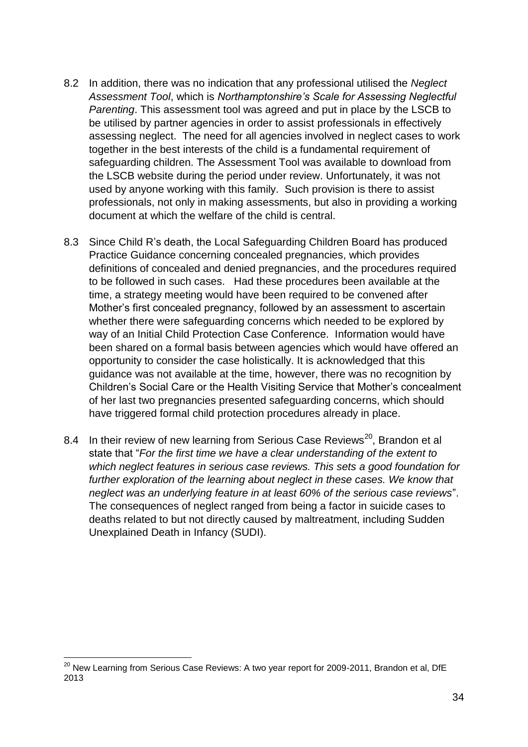8.2 In addition, there was no indication that any professional utilised the *Neglect Assessment Tool*, which is *Northamptonshire's Scale for Assessing Neglectful Parenting*. This assessment tool was agreed and put in place by the LSCB to be utilised by partner agencies in order to assist professionals in effectively assessing neglect. The need for all agencies involved in neglect cases to work together in the best interests of the child is a fundamental requirement of safeguarding children. The Assessment Tool was available to download from the LSCB website during the period under review. Unfortunately, it was not used by anyone working with this family. Such provision is there to assist professionals, not only in making assessments, but also in providing a working document at which the welfare of the child is central.

8.3 Since Child R's death, the Local Safeguarding Children Board has produced Practice Guidance concerning concealed pregnancies, which provides definitions of concealed and denied pregnancies, and the procedures required to be followed in such cases. Had these procedures been available at the time, a strategy meeting would have been required to be convened after Mother's first concealed pregnancy, followed by an assessment to ascertain whether there were safeguarding concerns which needed to be explored by way of an Initial Child Protection Case Conference. Information would have been shared on a formal basis between agencies which would have offered an opportunity to consider the case holistically. It is acknowledged that this guidance was not available at the time, however, there was no recognition by Children's Social Care or the Health Visiting Service that Mother's concealment of her last two pregnancies presented safeguarding concerns, which should have triggered formal child protection procedures already in place.

8.4 In their review of new learning from Serious Case Reviews[20], Brandon et al state that "*For the first time we have a clear understanding of the extent to which neglect features in serious case reviews. This sets a good foundation for further exploration of the learning about neglect in these cases. We know that neglect was an underlying feature in at least 60% of the serious case reviews*". The consequences of neglect ranged from being a factor in suicide cases to deaths related to but not directly caused by maltreatment, including Sudden Unexplained Death in Infancy (SUDI).

[20] New Learning from Serious Case Reviews: A two year report for 2009-2011, Brandon et al, DfE 2013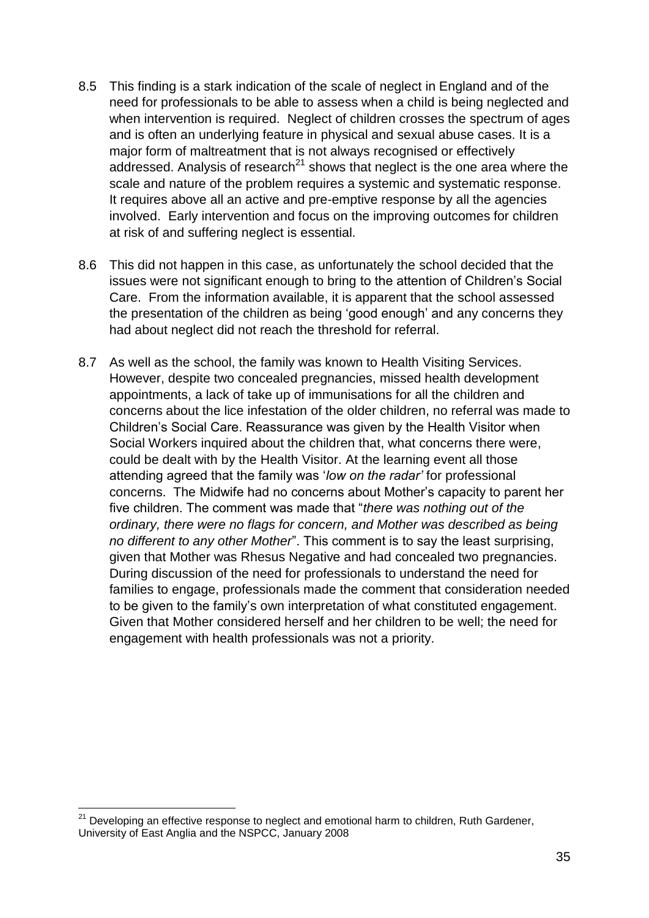8.5 This finding is a stark indication of the scale of neglect in England and of the need for professionals to be able to assess when a child is being neglected and when intervention is required. Neglect of children crosses the spectrum of ages and is often an underlying feature in physical and sexual abuse cases. It is a major form of maltreatment that is not always recognised or effectively addressed. Analysis of research[21] shows that neglect is the one area where the scale and nature of the problem requires a systemic and systematic response. It requires above all an active and pre-emptive response by all the agencies involved. Early intervention and focus on the improving outcomes for children at risk of and suffering neglect is essential.

8.6 This did not happen in this case, as unfortunately the school decided that the issues were not significant enough to bring to the attention of Children's Social Care. From the information available, it is apparent that the school assessed the presentation of the children as being 'good enough' and any concerns they had about neglect did not reach the threshold for referral.

8.7 As well as the school, the family was known to Health Visiting Services. However, despite two concealed pregnancies, missed health development appointments, a lack of take up of immunisations for all the children and concerns about the lice infestation of the older children, no referral was made to Children's Social Care. Reassurance was given by the Health Visitor when Social Workers inquired about the children that, what concerns there were, could be dealt with by the Health Visitor. At the learning event all those attending agreed that the family was '*low on the radar'* for professional concerns. The Midwife had no concerns about Mother's capacity to parent her five children. The comment was made that "*there was nothing out of the ordinary, there were no flags for concern, and Mother was described as being no different to any other Mother*". This comment is to say the least surprising, given that Mother was Rhesus Negative and had concealed two pregnancies. During discussion of the need for professionals to understand the need for families to engage, professionals made the comment that consideration needed to be given to the family's own interpretation of what constituted engagement. Given that Mother considered herself and her children to be well; the need for engagement with health professionals was not a priority.

---

[21] Developing an effective response to neglect and emotional harm to children, Ruth Gardener, University of East Anglia and the NSPCC, January 2008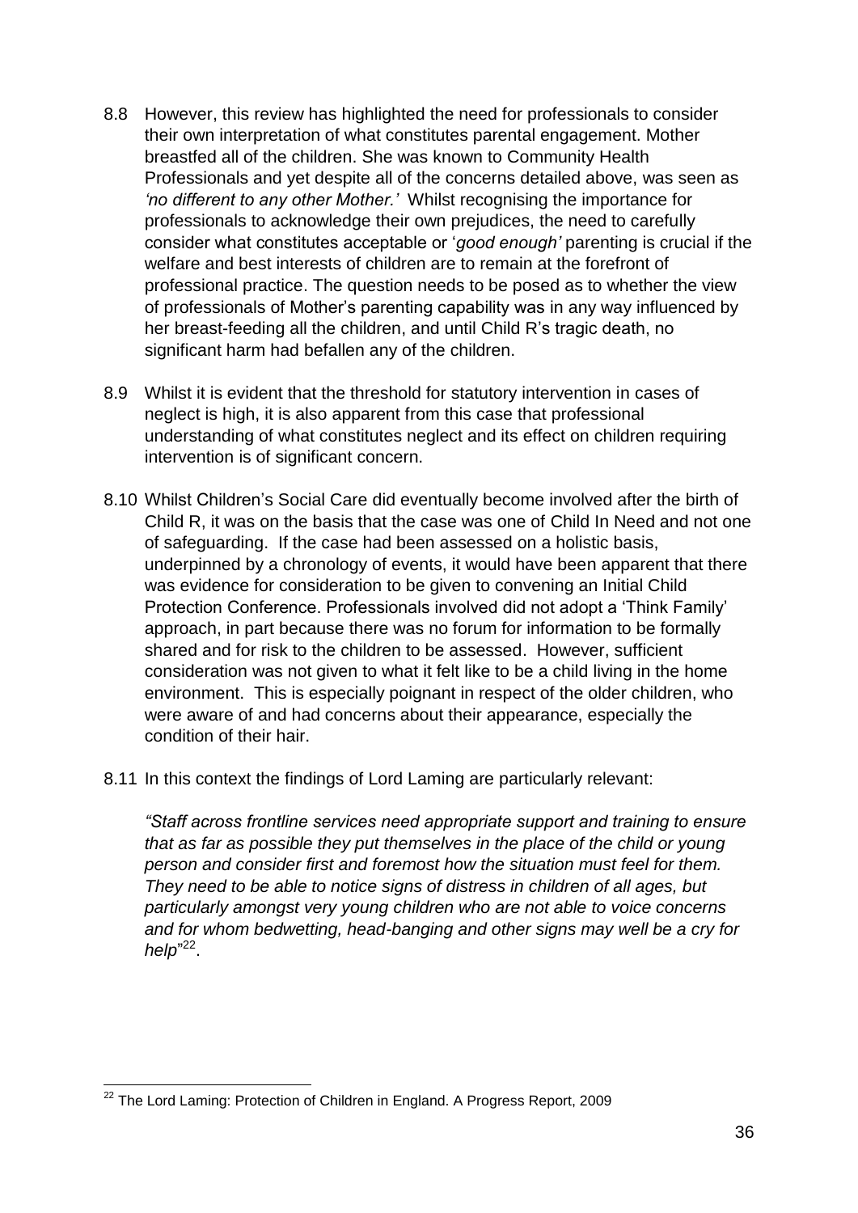8.8 However, this review has highlighted the need for professionals to consider their own interpretation of what constitutes parental engagement. Mother breastfed all of the children. She was known to Community Health Professionals and yet despite all of the concerns detailed above, was seen as *'no different to any other Mother.'* Whilst recognising the importance for professionals to acknowledge their own prejudices, the need to carefully consider what constitutes acceptable or '*good enough'* parenting is crucial if the welfare and best interests of children are to remain at the forefront of professional practice. The question needs to be posed as to whether the view of professionals of Mother's parenting capability was in any way influenced by her breast-feeding all the children, and until Child R's tragic death, no significant harm had befallen any of the children.

8.9 Whilst it is evident that the threshold for statutory intervention in cases of neglect is high, it is also apparent from this case that professional understanding of what constitutes neglect and its effect on children requiring intervention is of significant concern.

8.10 Whilst Children's Social Care did eventually become involved after the birth of Child R, it was on the basis that the case was one of Child In Need and not one of safeguarding. If the case had been assessed on a holistic basis, underpinned by a chronology of events, it would have been apparent that there was evidence for consideration to be given to convening an Initial Child Protection Conference. Professionals involved did not adopt a 'Think Family' approach, in part because there was no forum for information to be formally shared and for risk to the children to be assessed. However, sufficient consideration was not given to what it felt like to be a child living in the home environment. This is especially poignant in respect of the older children, who were aware of and had concerns about their appearance, especially the condition of their hair.

8.11 In this context the findings of Lord Laming are particularly relevant:

*"Staff across frontline services need appropriate support and training to ensure that as far as possible they put themselves in the place of the child or young person and consider first and foremost how the situation must feel for them. They need to be able to notice signs of distress in children of all ages, but particularly amongst very young children who are not able to voice concerns and for whom bedwetting, head-banging and other signs may well be a cry for help*"[22].

---

[22] The Lord Laming: Protection of Children in England. A Progress Report, 2009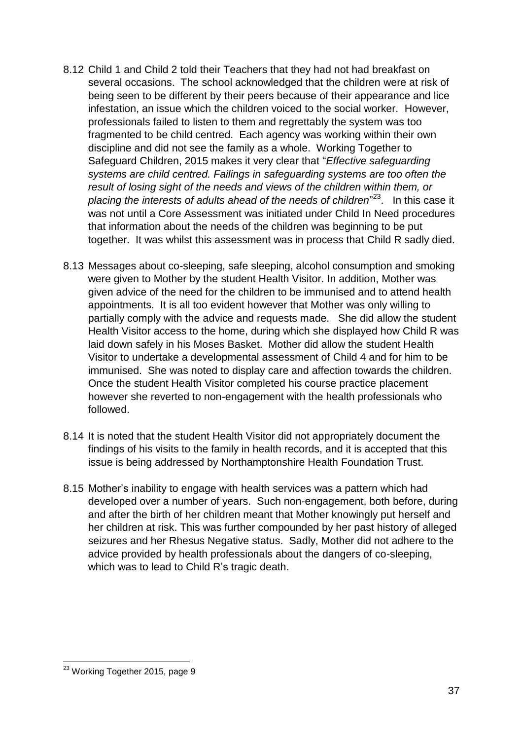8.12 Child 1 and Child 2 told their Teachers that they had not had breakfast on several occasions. The school acknowledged that the children were at risk of being seen to be different by their peers because of their appearance and lice infestation, an issue which the children voiced to the social worker. However, professionals failed to listen to them and regrettably the system was too fragmented to be child centred. Each agency was working within their own discipline and did not see the family as a whole. Working Together to Safeguard Children, 2015 makes it very clear that "*Effective safeguarding systems are child centred. Failings in safeguarding systems are too often the result of losing sight of the needs and views of the children within them, or placing the interests of adults ahead of the needs of children*"[23]. In this case it was not until a Core Assessment was initiated under Child In Need procedures that information about the needs of the children was beginning to be put together. It was whilst this assessment was in process that Child R sadly died.

8.13 Messages about co-sleeping, safe sleeping, alcohol consumption and smoking were given to Mother by the student Health Visitor. In addition, Mother was given advice of the need for the children to be immunised and to attend health appointments. It is all too evident however that Mother was only willing to partially comply with the advice and requests made. She did allow the student Health Visitor access to the home, during which she displayed how Child R was laid down safely in his Moses Basket. Mother did allow the student Health Visitor to undertake a developmental assessment of Child 4 and for him to be immunised. She was noted to display care and affection towards the children. Once the student Health Visitor completed his course practice placement however she reverted to non-engagement with the health professionals who followed.

8.14 It is noted that the student Health Visitor did not appropriately document the findings of his visits to the family in health records, and it is accepted that this issue is being addressed by Northamptonshire Health Foundation Trust.

8.15 Mother's inability to engage with health services was a pattern which had developed over a number of years. Such non-engagement, both before, during and after the birth of her children meant that Mother knowingly put herself and her children at risk. This was further compounded by her past history of alleged seizures and her Rhesus Negative status. Sadly, Mother did not adhere to the advice provided by health professionals about the dangers of co-sleeping, which was to lead to Child R's tragic death.

[23] Working Together 2015, page 9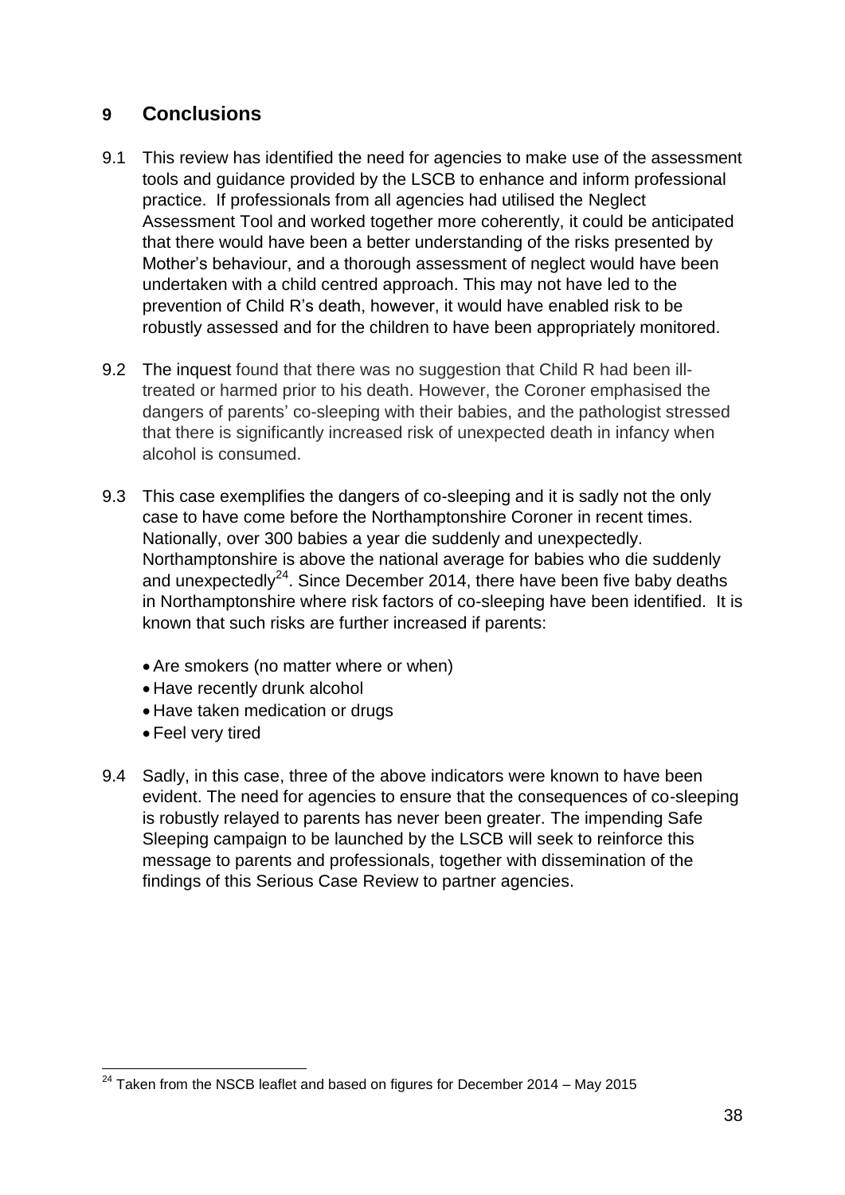## 9 Conclusions

9.1 This review has identified the need for agencies to make use of the assessment tools and guidance provided by the LSCB to enhance and inform professional practice. If professionals from all agencies had utilised the Neglect Assessment Tool and worked together more coherently, it could be anticipated that there would have been a better understanding of the risks presented by Mother's behaviour, and a thorough assessment of neglect would have been undertaken with a child centred approach. This may not have led to the prevention of Child R's death, however, it would have enabled risk to be robustly assessed and for the children to have been appropriately monitored.

9.2 The inquest found that there was no suggestion that Child R had been ill-treated or harmed prior to his death. However, the Coroner emphasised the dangers of parents' co-sleeping with their babies, and the pathologist stressed that there is significantly increased risk of unexpected death in infancy when alcohol is consumed.

9.3 This case exemplifies the dangers of co-sleeping and it is sadly not the only case to have come before the Northamptonshire Coroner in recent times. Nationally, over 300 babies a year die suddenly and unexpectedly. Northamptonshire is above the national average for babies who die suddenly and unexpectedly[24]. Since December 2014, there have been five baby deaths in Northamptonshire where risk factors of co-sleeping have been identified. It is known that such risks are further increased if parents:

- Are smokers (no matter where or when)
- Have recently drunk alcohol
- Have taken medication or drugs
- Feel very tired

9.4 Sadly, in this case, three of the above indicators were known to have been evident. The need for agencies to ensure that the consequences of co-sleeping is robustly relayed to parents has never been greater. The impending Safe Sleeping campaign to be launched by the LSCB will seek to reinforce this message to parents and professionals, together with dissemination of the findings of this Serious Case Review to partner agencies.

---

[24] Taken from the NSCB leaflet and based on figures for December 2014 – May 2015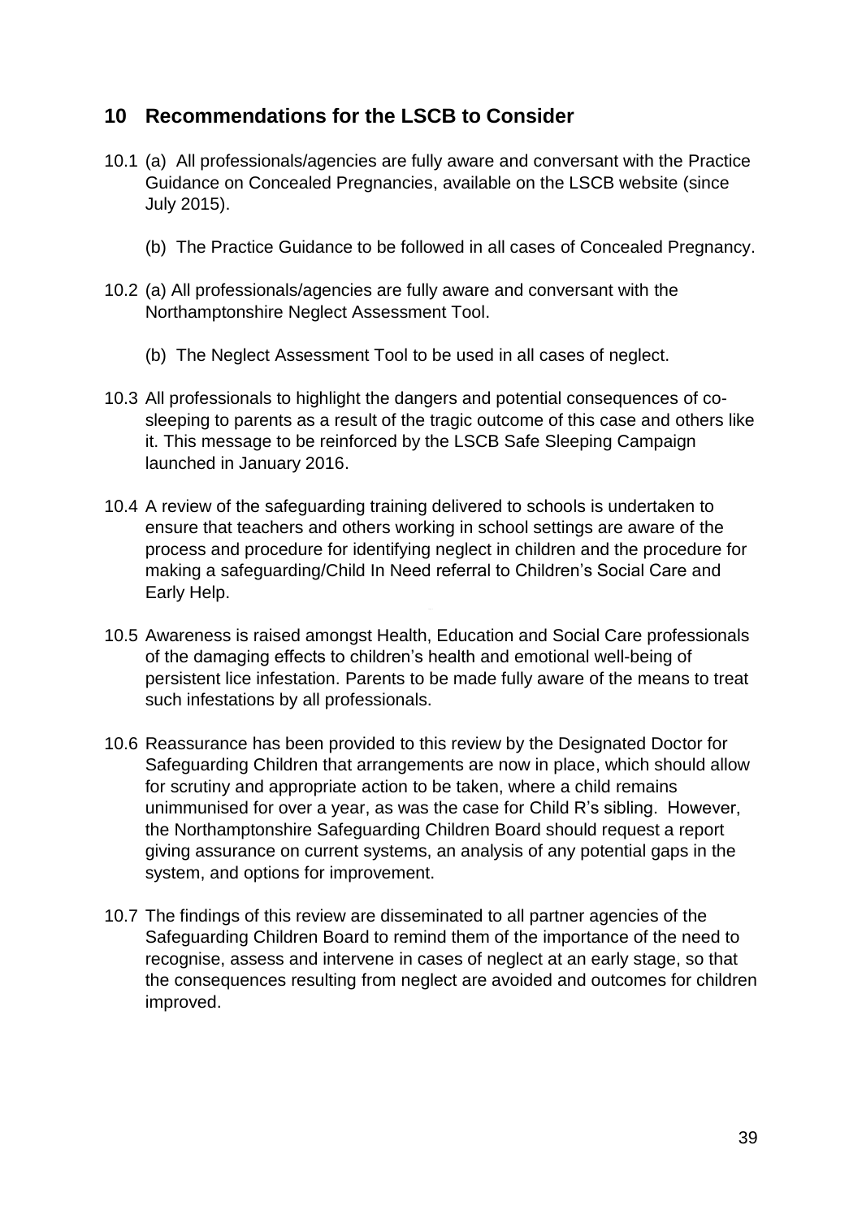## 10 Recommendations for the LSCB to Consider

10.1 (a) All professionals/agencies are fully aware and conversant with the Practice Guidance on Concealed Pregnancies, available on the LSCB website (since July 2015).

(b) The Practice Guidance to be followed in all cases of Concealed Pregnancy.

10.2 (a) All professionals/agencies are fully aware and conversant with the Northamptonshire Neglect Assessment Tool.

(b) The Neglect Assessment Tool to be used in all cases of neglect.

10.3 All professionals to highlight the dangers and potential consequences of co-sleeping to parents as a result of the tragic outcome of this case and others like it. This message to be reinforced by the LSCB Safe Sleeping Campaign launched in January 2016.

10.4 A review of the safeguarding training delivered to schools is undertaken to ensure that teachers and others working in school settings are aware of the process and procedure for identifying neglect in children and the procedure for making a safeguarding/Child In Need referral to Children's Social Care and Early Help.

10.5 Awareness is raised amongst Health, Education and Social Care professionals of the damaging effects to children's health and emotional well-being of persistent lice infestation. Parents to be made fully aware of the means to treat such infestations by all professionals.

10.6 Reassurance has been provided to this review by the Designated Doctor for Safeguarding Children that arrangements are now in place, which should allow for scrutiny and appropriate action to be taken, where a child remains unimmunised for over a year, as was the case for Child R's sibling. However, the Northamptonshire Safeguarding Children Board should request a report giving assurance on current systems, an analysis of any potential gaps in the system, and options for improvement.

10.7 The findings of this review are disseminated to all partner agencies of the Safeguarding Children Board to remind them of the importance of the need to recognise, assess and intervene in cases of neglect at an early stage, so that the consequences resulting from neglect are avoided and outcomes for children improved.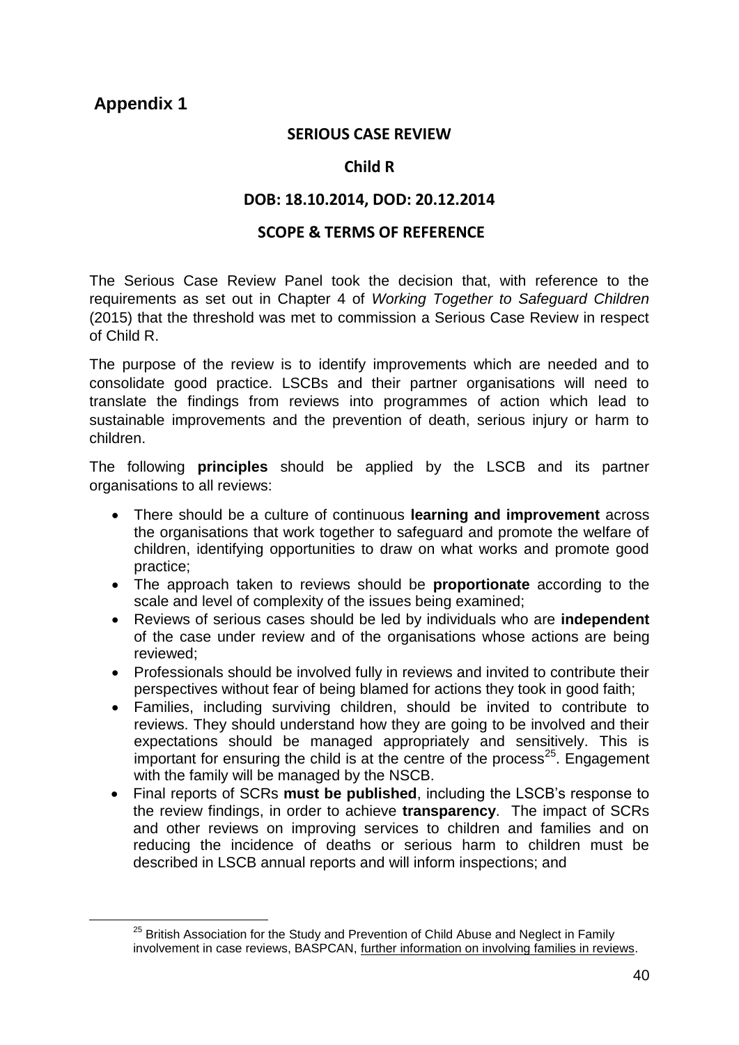# Appendix 1

**SERIOUS CASE REVIEW**

**Child R**

**DOB: 18.10.2014, DOD: 20.12.2014**

**SCOPE & TERMS OF REFERENCE**

The Serious Case Review Panel took the decision that, with reference to the requirements as set out in Chapter 4 of *Working Together to Safeguard Children* (2015) that the threshold was met to commission a Serious Case Review in respect of Child R.

The purpose of the review is to identify improvements which are needed and to consolidate good practice. LSCBs and their partner organisations will need to translate the findings from reviews into programmes of action which lead to sustainable improvements and the prevention of death, serious injury or harm to children.

The following **principles** should be applied by the LSCB and its partner organisations to all reviews:

- There should be a culture of continuous **learning and improvement** across the organisations that work together to safeguard and promote the welfare of children, identifying opportunities to draw on what works and promote good practice;
- The approach taken to reviews should be **proportionate** according to the scale and level of complexity of the issues being examined;
- Reviews of serious cases should be led by individuals who are **independent** of the case under review and of the organisations whose actions are being reviewed;
- Professionals should be involved fully in reviews and invited to contribute their perspectives without fear of being blamed for actions they took in good faith;
- Families, including surviving children, should be invited to contribute to reviews. They should understand how they are going to be involved and their expectations should be managed appropriately and sensitively. This is important for ensuring the child is at the centre of the process[25]. Engagement with the family will be managed by the NSCB.
- Final reports of SCRs **must be published**, including the LSCB's response to the review findings, in order to achieve **transparency**. The impact of SCRs and other reviews on improving services to children and families and on reducing the incidence of deaths or serious harm to children must be described in LSCB annual reports and will inform inspections; and

[25] British Association for the Study and Prevention of Child Abuse and Neglect in Family involvement in case reviews, BASPCAN, further information on involving families in reviews.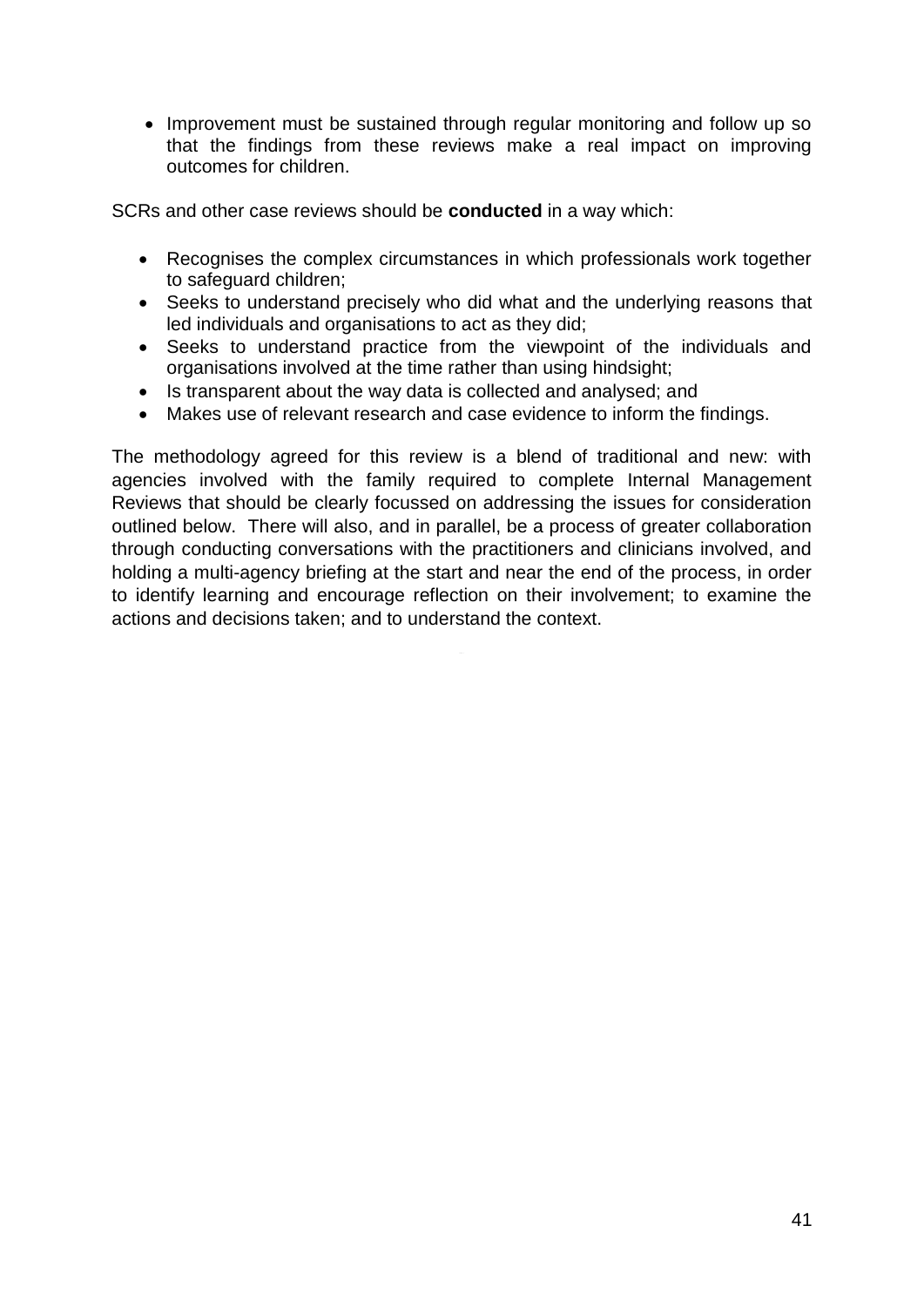- Improvement must be sustained through regular monitoring and follow up so that the findings from these reviews make a real impact on improving outcomes for children.

SCRs and other case reviews should be **conducted** in a way which:

- Recognises the complex circumstances in which professionals work together to safeguard children;
- Seeks to understand precisely who did what and the underlying reasons that led individuals and organisations to act as they did;
- Seeks to understand practice from the viewpoint of the individuals and organisations involved at the time rather than using hindsight;
- Is transparent about the way data is collected and analysed; and
- Makes use of relevant research and case evidence to inform the findings.

The methodology agreed for this review is a blend of traditional and new: with agencies involved with the family required to complete Internal Management Reviews that should be clearly focussed on addressing the issues for consideration outlined below. There will also, and in parallel, be a process of greater collaboration through conducting conversations with the practitioners and clinicians involved, and holding a multi-agency briefing at the start and near the end of the process, in order to identify learning and encourage reflection on their involvement; to examine the actions and decisions taken; and to understand the context.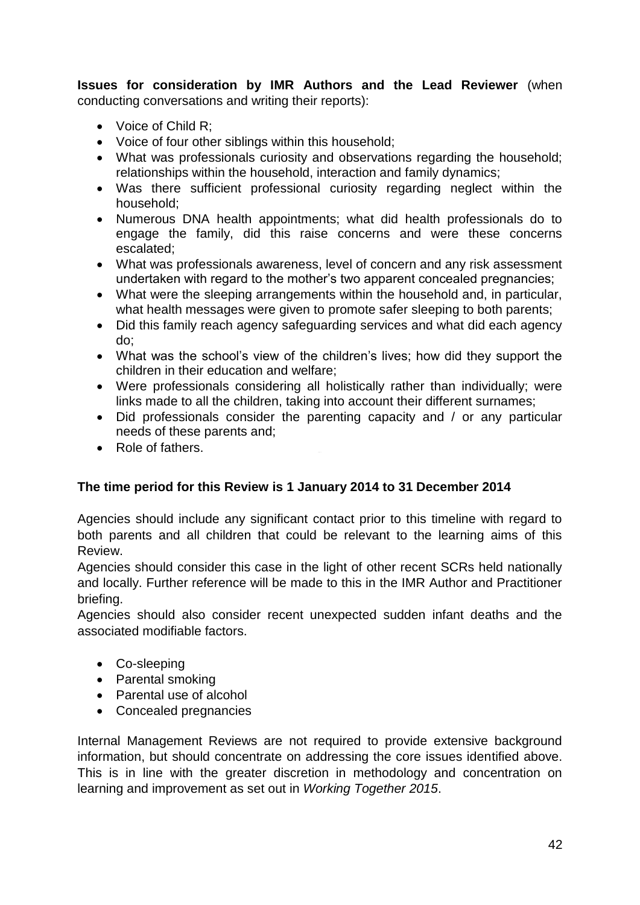**Issues for consideration by IMR Authors and the Lead Reviewer** (when conducting conversations and writing their reports):

- Voice of Child R;
- Voice of four other siblings within this household;
- What was professionals curiosity and observations regarding the household; relationships within the household, interaction and family dynamics;
- Was there sufficient professional curiosity regarding neglect within the household;
- Numerous DNA health appointments; what did health professionals do to engage the family, did this raise concerns and were these concerns escalated;
- What was professionals awareness, level of concern and any risk assessment undertaken with regard to the mother's two apparent concealed pregnancies;
- What were the sleeping arrangements within the household and, in particular, what health messages were given to promote safer sleeping to both parents;
- Did this family reach agency safeguarding services and what did each agency do;
- What was the school's view of the children's lives; how did they support the children in their education and welfare;
- Were professionals considering all holistically rather than individually; were links made to all the children, taking into account their different surnames;
- Did professionals consider the parenting capacity and / or any particular needs of these parents and;
- Role of fathers.

**The time period for this Review is 1 January 2014 to 31 December 2014**

Agencies should include any significant contact prior to this timeline with regard to both parents and all children that could be relevant to the learning aims of this Review.

Agencies should consider this case in the light of other recent SCRs held nationally and locally. Further reference will be made to this in the IMR Author and Practitioner briefing.

Agencies should also consider recent unexpected sudden infant deaths and the associated modifiable factors.

- Co-sleeping
- Parental smoking
- Parental use of alcohol
- Concealed pregnancies

Internal Management Reviews are not required to provide extensive background information, but should concentrate on addressing the core issues identified above. This is in line with the greater discretion in methodology and concentration on learning and improvement as set out in *Working Together 2015*.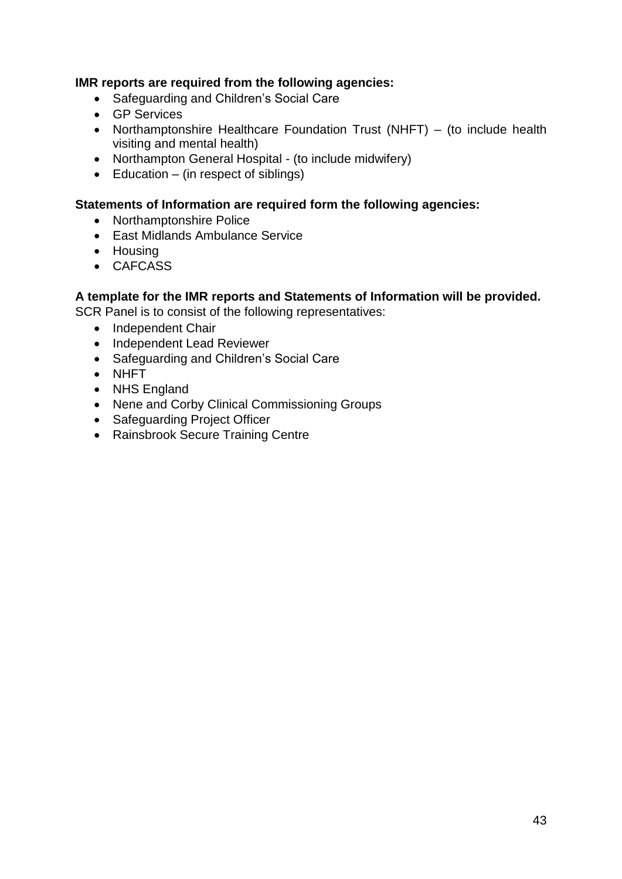**IMR reports are required from the following agencies:**

- Safeguarding and Children's Social Care
- GP Services
- Northamptonshire Healthcare Foundation Trust (NHFT) – (to include health visiting and mental health)
- Northampton General Hospital - (to include midwifery)
- Education – (in respect of siblings)

**Statements of Information are required form the following agencies:**

- Northamptonshire Police
- East Midlands Ambulance Service
- Housing
- CAFCASS

**A template for the IMR reports and Statements of Information will be provided.**

SCR Panel is to consist of the following representatives:

- Independent Chair
- Independent Lead Reviewer
- Safeguarding and Children's Social Care
- NHFT
- NHS England
- Nene and Corby Clinical Commissioning Groups
- Safeguarding Project Officer
- Rainsbrook Secure Training Centre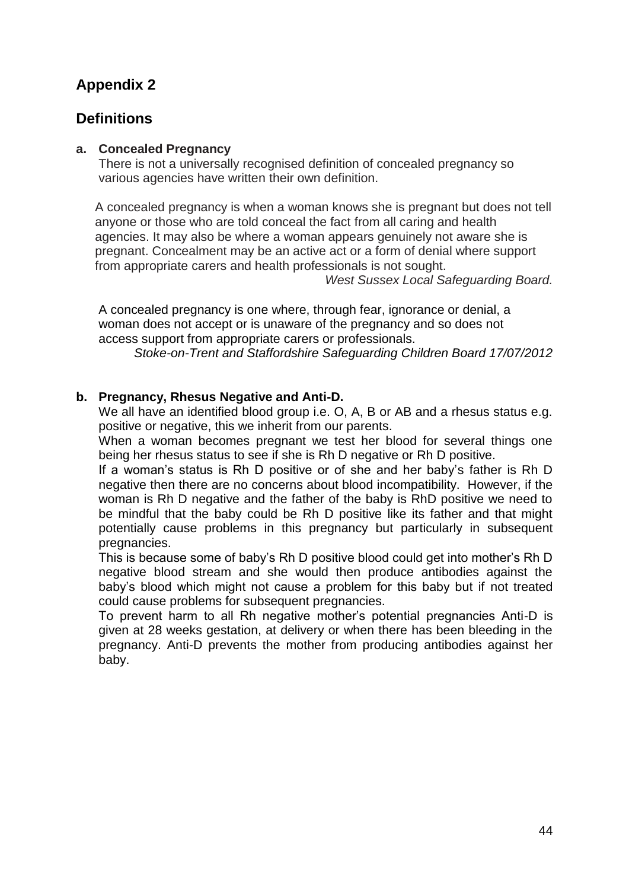## Appendix 2

## Definitions

**a. Concealed Pregnancy**

There is not a universally recognised definition of concealed pregnancy so various agencies have written their own definition.

A concealed pregnancy is when a woman knows she is pregnant but does not tell anyone or those who are told conceal the fact from all caring and health agencies. It may also be where a woman appears genuinely not aware she is pregnant. Concealment may be an active act or a form of denial where support from appropriate carers and health professionals is not sought.

*West Sussex Local Safeguarding Board.*

A concealed pregnancy is one where, through fear, ignorance or denial, a woman does not accept or is unaware of the pregnancy and so does not access support from appropriate carers or professionals.

*Stoke-on-Trent and Staffordshire Safeguarding Children Board 17/07/2012*

**b. Pregnancy, Rhesus Negative and Anti-D.**

We all have an identified blood group i.e. O, A, B or AB and a rhesus status e.g. positive or negative, this we inherit from our parents.

When a woman becomes pregnant we test her blood for several things one being her rhesus status to see if she is Rh D negative or Rh D positive.

If a woman's status is Rh D positive or of she and her baby's father is Rh D negative then there are no concerns about blood incompatibility. However, if the woman is Rh D negative and the father of the baby is RhD positive we need to be mindful that the baby could be Rh D positive like its father and that might potentially cause problems in this pregnancy but particularly in subsequent pregnancies.

This is because some of baby's Rh D positive blood could get into mother's Rh D negative blood stream and she would then produce antibodies against the baby's blood which might not cause a problem for this baby but if not treated could cause problems for subsequent pregnancies.

To prevent harm to all Rh negative mother's potential pregnancies Anti-D is given at 28 weeks gestation, at delivery or when there has been bleeding in the pregnancy. Anti-D prevents the mother from producing antibodies against her baby.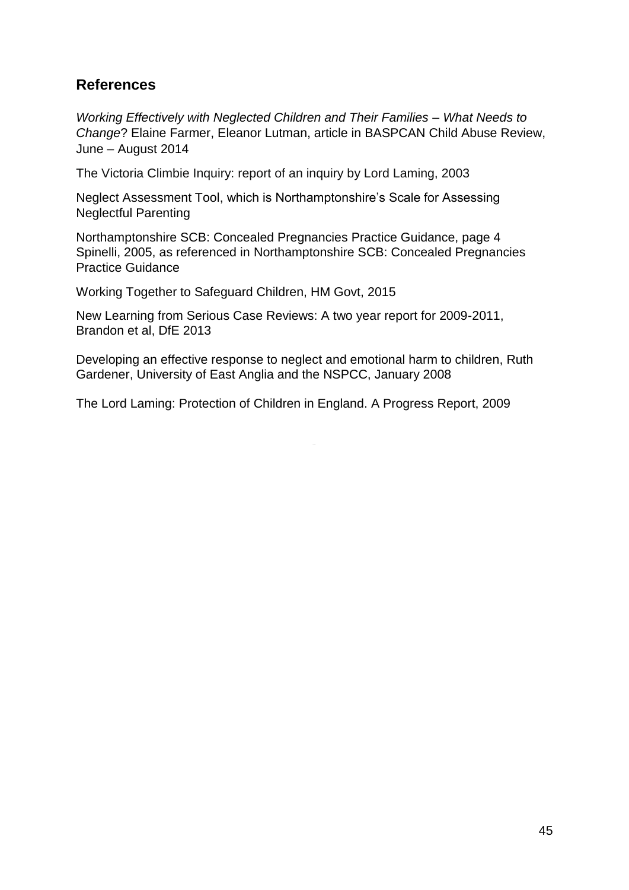## References

*Working Effectively with Neglected Children and Their Families – What Needs to Change*? Elaine Farmer, Eleanor Lutman, article in BASPCAN Child Abuse Review, June – August 2014

The Victoria Climbie Inquiry: report of an inquiry by Lord Laming, 2003

Neglect Assessment Tool, which is Northamptonshire's Scale for Assessing Neglectful Parenting

Northamptonshire SCB: Concealed Pregnancies Practice Guidance, page 4
Spinelli, 2005, as referenced in Northamptonshire SCB: Concealed Pregnancies Practice Guidance

Working Together to Safeguard Children, HM Govt, 2015

New Learning from Serious Case Reviews: A two year report for 2009-2011, Brandon et al, DfE 2013

Developing an effective response to neglect and emotional harm to children, Ruth Gardener, University of East Anglia and the NSPCC, January 2008

The Lord Laming: Protection of Children in England. A Progress Report, 2009